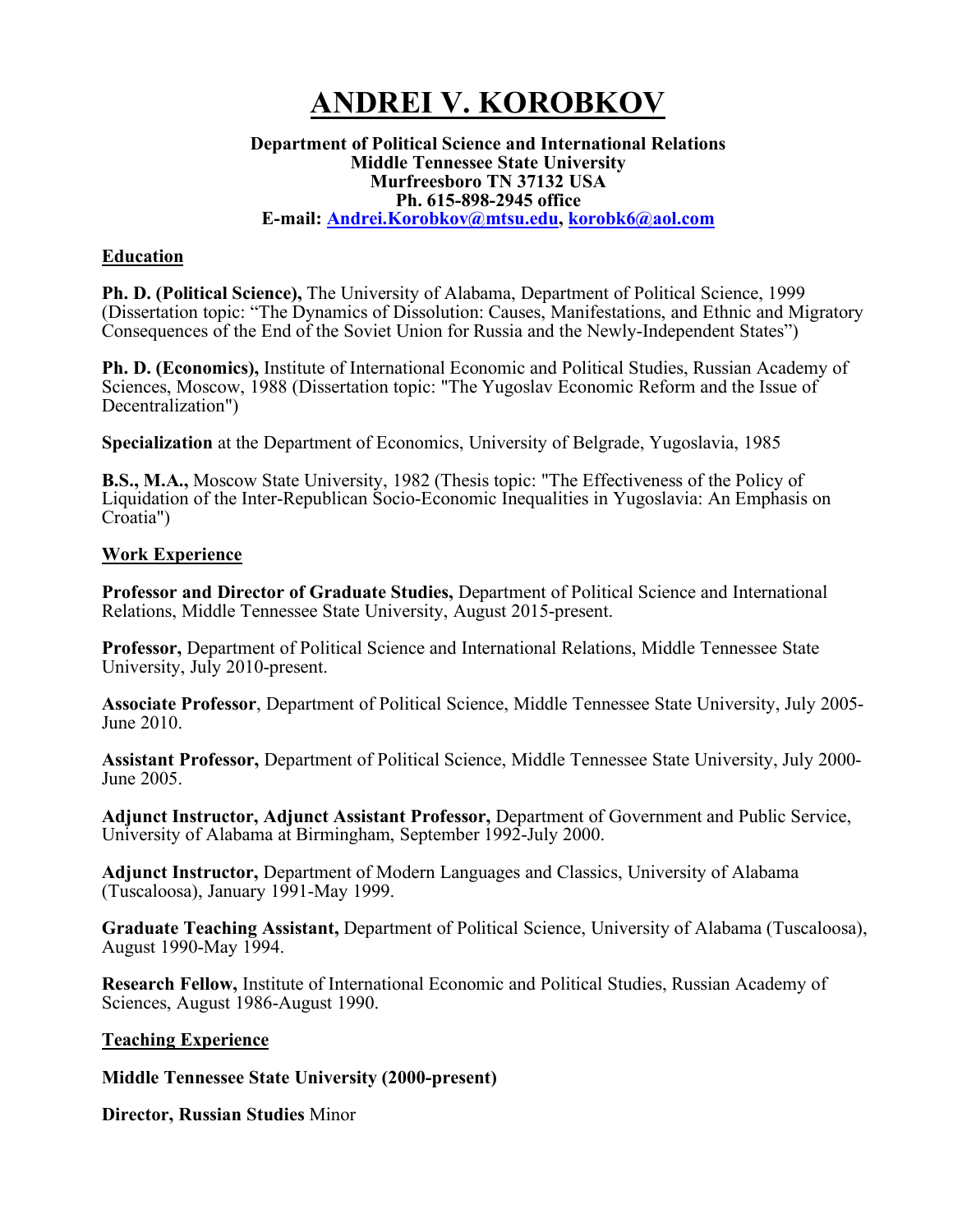# ANDREI V. KOROBKOV

**Department of Political Science and International Relations**
**Middle Tennessee State University**
**Murfreesboro TN 37132 USA**
**Ph. 615-898-2945 office**
**E-mail: [Andrei.Korobkov@mtsu.edu](mailto:Andrei.Korobkov@mtsu.edu), [korobk6@aol.com](mailto:korobk6@aol.com)**

## Education

**Ph. D. (Political Science),** The University of Alabama, Department of Political Science, 1999 (Dissertation topic: "The Dynamics of Dissolution: Causes, Manifestations, and Ethnic and Migratory Consequences of the End of the Soviet Union for Russia and the Newly-Independent States")

**Ph. D. (Economics),** Institute of International Economic and Political Studies, Russian Academy of Sciences, Moscow, 1988 (Dissertation topic: "The Yugoslav Economic Reform and the Issue of Decentralization")

**Specialization** at the Department of Economics, University of Belgrade, Yugoslavia, 1985

**B.S., M.A.,** Moscow State University, 1982 (Thesis topic: "The Effectiveness of the Policy of Liquidation of the Inter-Republican Socio-Economic Inequalities in Yugoslavia: An Emphasis on Croatia")

## Work Experience

**Professor and Director of Graduate Studies,** Department of Political Science and International Relations, Middle Tennessee State University, August 2015-present.

**Professor,** Department of Political Science and International Relations, Middle Tennessee State University, July 2010-present.

**Associate Professor**, Department of Political Science, Middle Tennessee State University, July 2005-June 2010.

**Assistant Professor,** Department of Political Science, Middle Tennessee State University, July 2000-June 2005.

**Adjunct Instructor, Adjunct Assistant Professor,** Department of Government and Public Service, University of Alabama at Birmingham, September 1992-July 2000.

**Adjunct Instructor,** Department of Modern Languages and Classics, University of Alabama (Tuscaloosa), January 1991-May 1999.

**Graduate Teaching Assistant,** Department of Political Science, University of Alabama (Tuscaloosa), August 1990-May 1994.

**Research Fellow,** Institute of International Economic and Political Studies, Russian Academy of Sciences, August 1986-August 1990.

## Teaching Experience

**Middle Tennessee State University (2000-present)**

**Director, Russian Studies** Minor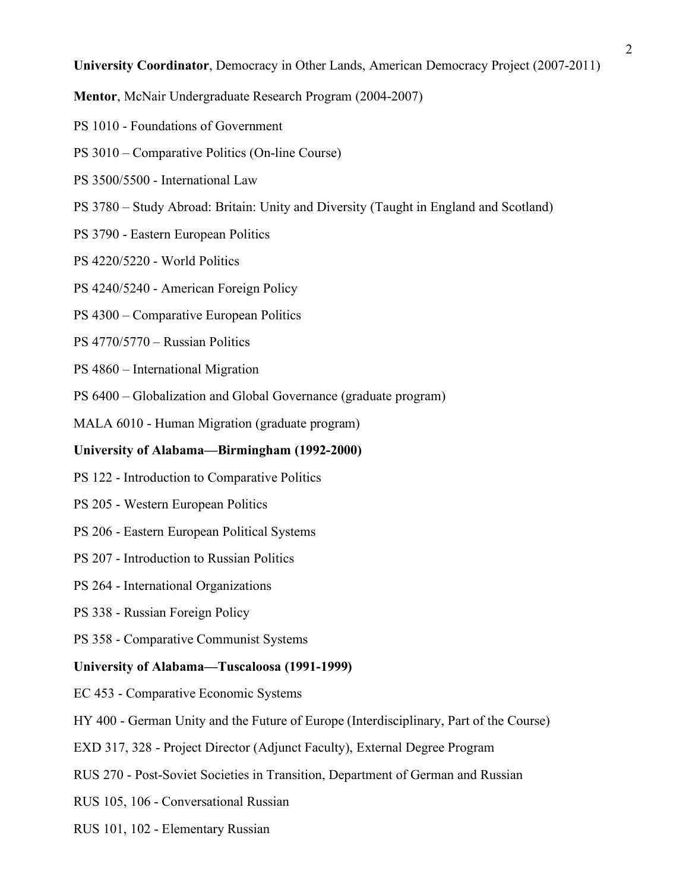**University Coordinator**, Democracy in Other Lands, American Democracy Project (2007-2011)

**Mentor**, McNair Undergraduate Research Program (2004-2007)

PS 1010 - Foundations of Government

PS 3010 – Comparative Politics (On-line Course)

PS 3500/5500 - International Law

PS 3780 – Study Abroad: Britain: Unity and Diversity (Taught in England and Scotland)

PS 3790 - Eastern European Politics

PS 4220/5220 - World Politics

PS 4240/5240 - American Foreign Policy

PS 4300 – Comparative European Politics

PS 4770/5770 – Russian Politics

PS 4860 – International Migration

PS 6400 – Globalization and Global Governance (graduate program)

MALA 6010 - Human Migration (graduate program)

**University of Alabama—Birmingham (1992-2000)**

PS 122 - Introduction to Comparative Politics

PS 205 - Western European Politics

PS 206 - Eastern European Political Systems

PS 207 - Introduction to Russian Politics

PS 264 - International Organizations

PS 338 - Russian Foreign Policy

PS 358 - Comparative Communist Systems

**University of Alabama—Tuscaloosa (1991-1999)**

EC 453 - Comparative Economic Systems

HY 400 - German Unity and the Future of Europe (Interdisciplinary, Part of the Course)

EXD 317, 328 - Project Director (Adjunct Faculty), External Degree Program

RUS 270 - Post-Soviet Societies in Transition, Department of German and Russian

RUS 105, 106 - Conversational Russian

RUS 101, 102 - Elementary Russian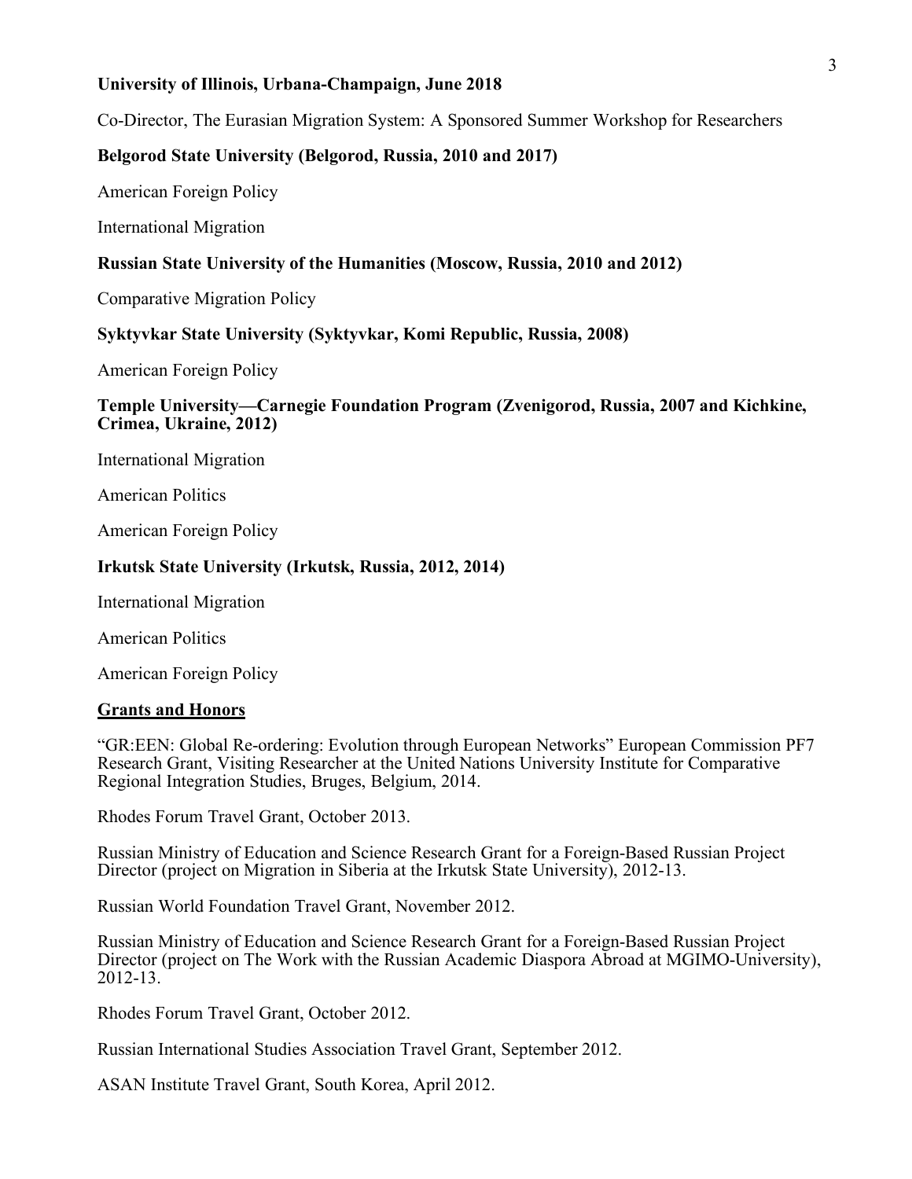**University of Illinois, Urbana-Champaign, June 2018**

Co-Director, The Eurasian Migration System: A Sponsored Summer Workshop for Researchers

**Belgorod State University (Belgorod, Russia, 2010 and 2017)**

American Foreign Policy

International Migration

**Russian State University of the Humanities (Moscow, Russia, 2010 and 2012)**

Comparative Migration Policy

**Syktyvkar State University (Syktyvkar, Komi Republic, Russia, 2008)**

American Foreign Policy

**Temple University—Carnegie Foundation Program (Zvenigorod, Russia, 2007 and Kichkine, Crimea, Ukraine, 2012)**

International Migration

American Politics

American Foreign Policy

**Irkutsk State University (Irkutsk, Russia, 2012, 2014)**

International Migration

American Politics

American Foreign Policy

## Grants and Honors

"GR:EEN: Global Re-ordering: Evolution through European Networks" European Commission PF7 Research Grant, Visiting Researcher at the United Nations University Institute for Comparative Regional Integration Studies, Bruges, Belgium, 2014.

Rhodes Forum Travel Grant, October 2013.

Russian Ministry of Education and Science Research Grant for a Foreign-Based Russian Project Director (project on Migration in Siberia at the Irkutsk State University), 2012-13.

Russian World Foundation Travel Grant, November 2012.

Russian Ministry of Education and Science Research Grant for a Foreign-Based Russian Project Director (project on The Work with the Russian Academic Diaspora Abroad at MGIMO-University), 2012-13.

Rhodes Forum Travel Grant, October 2012.

Russian International Studies Association Travel Grant, September 2012.

ASAN Institute Travel Grant, South Korea, April 2012.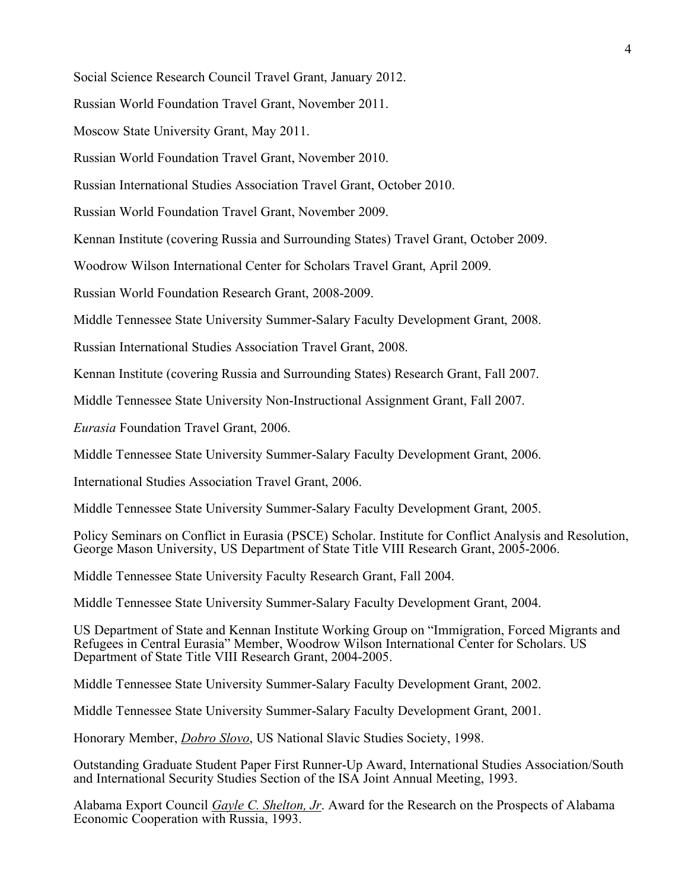Social Science Research Council Travel Grant, January 2012.

Russian World Foundation Travel Grant, November 2011.

Moscow State University Grant, May 2011.

Russian World Foundation Travel Grant, November 2010.

Russian International Studies Association Travel Grant, October 2010.

Russian World Foundation Travel Grant, November 2009.

Kennan Institute (covering Russia and Surrounding States) Travel Grant, October 2009.

Woodrow Wilson International Center for Scholars Travel Grant, April 2009.

Russian World Foundation Research Grant, 2008-2009.

Middle Tennessee State University Summer-Salary Faculty Development Grant, 2008.

Russian International Studies Association Travel Grant, 2008.

Kennan Institute (covering Russia and Surrounding States) Research Grant, Fall 2007.

Middle Tennessee State University Non-Instructional Assignment Grant, Fall 2007.

*Eurasia* Foundation Travel Grant, 2006.

Middle Tennessee State University Summer-Salary Faculty Development Grant, 2006.

International Studies Association Travel Grant, 2006.

Middle Tennessee State University Summer-Salary Faculty Development Grant, 2005.

Policy Seminars on Conflict in Eurasia (PSCE) Scholar. Institute for Conflict Analysis and Resolution, George Mason University, US Department of State Title VIII Research Grant, 2005-2006.

Middle Tennessee State University Faculty Research Grant, Fall 2004.

Middle Tennessee State University Summer-Salary Faculty Development Grant, 2004.

US Department of State and Kennan Institute Working Group on "Immigration, Forced Migrants and Refugees in Central Eurasia" Member, Woodrow Wilson International Center for Scholars. US Department of State Title VIII Research Grant, 2004-2005.

Middle Tennessee State University Summer-Salary Faculty Development Grant, 2002.

Middle Tennessee State University Summer-Salary Faculty Development Grant, 2001.

Honorary Member, *Dobro Slovo*, US National Slavic Studies Society, 1998.

Outstanding Graduate Student Paper First Runner-Up Award, International Studies Association/South and International Security Studies Section of the ISA Joint Annual Meeting, 1993.

Alabama Export Council *Gayle C. Shelton, Jr*. Award for the Research on the Prospects of Alabama Economic Cooperation with Russia, 1993.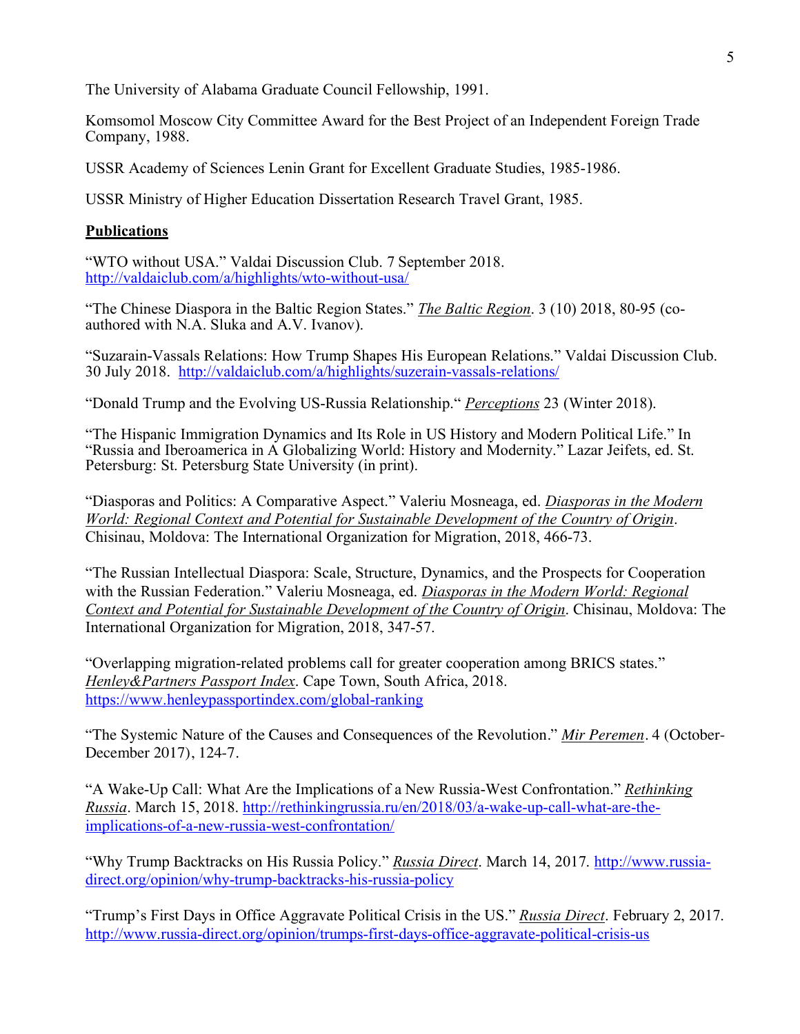The University of Alabama Graduate Council Fellowship, 1991.

Komsomol Moscow City Committee Award for the Best Project of an Independent Foreign Trade Company, 1988.

USSR Academy of Sciences Lenin Grant for Excellent Graduate Studies, 1985-1986.

USSR Ministry of Higher Education Dissertation Research Travel Grant, 1985.

**Publications**

"WTO without USA." Valdai Discussion Club. 7 September 2018. http://valdaiclub.com/a/highlights/wto-without-usa/

"The Chinese Diaspora in the Baltic Region States." *The Baltic Region*. 3 (10) 2018, 80-95 (co-authored with N.A. Sluka and A.V. Ivanov).

"Suzarain-Vassals Relations: How Trump Shapes His European Relations." Valdai Discussion Club. 30 July 2018. http://valdaiclub.com/a/highlights/suzerain-vassals-relations/

"Donald Trump and the Evolving US-Russia Relationship." *Perceptions* 23 (Winter 2018).

"The Hispanic Immigration Dynamics and Its Role in US History and Modern Political Life." In "Russia and Iberoamerica in A Globalizing World: History and Modernity." Lazar Jeifets, ed. St. Petersburg: St. Petersburg State University (in print).

"Diasporas and Politics: A Comparative Aspect." Valeriu Mosneaga, ed. *Diasporas in the Modern World: Regional Context and Potential for Sustainable Development of the Country of Origin*. Chisinau, Moldova: The International Organization for Migration, 2018, 466-73.

"The Russian Intellectual Diaspora: Scale, Structure, Dynamics, and the Prospects for Cooperation with the Russian Federation." Valeriu Mosneaga, ed. *Diasporas in the Modern World: Regional Context and Potential for Sustainable Development of the Country of Origin*. Chisinau, Moldova: The International Organization for Migration, 2018, 347-57.

"Overlapping migration-related problems call for greater cooperation among BRICS states." *Henley&Partners Passport Index*. Cape Town, South Africa, 2018. https://www.henleypassportindex.com/global-ranking

"The Systemic Nature of the Causes and Consequences of the Revolution." *Mir Peremen*. 4 (October-December 2017), 124-7.

"A Wake-Up Call: What Are the Implications of a New Russia-West Confrontation." *Rethinking Russia*. March 15, 2018. http://rethinkingrussia.ru/en/2018/03/a-wake-up-call-what-are-the-implications-of-a-new-russia-west-confrontation/

"Why Trump Backtracks on His Russia Policy." *Russia Direct*. March 14, 2017. http://www.russia-direct.org/opinion/why-trump-backtracks-his-russia-policy

"Trump's First Days in Office Aggravate Political Crisis in the US." *Russia Direct*. February 2, 2017. http://www.russia-direct.org/opinion/trumps-first-days-office-aggravate-political-crisis-us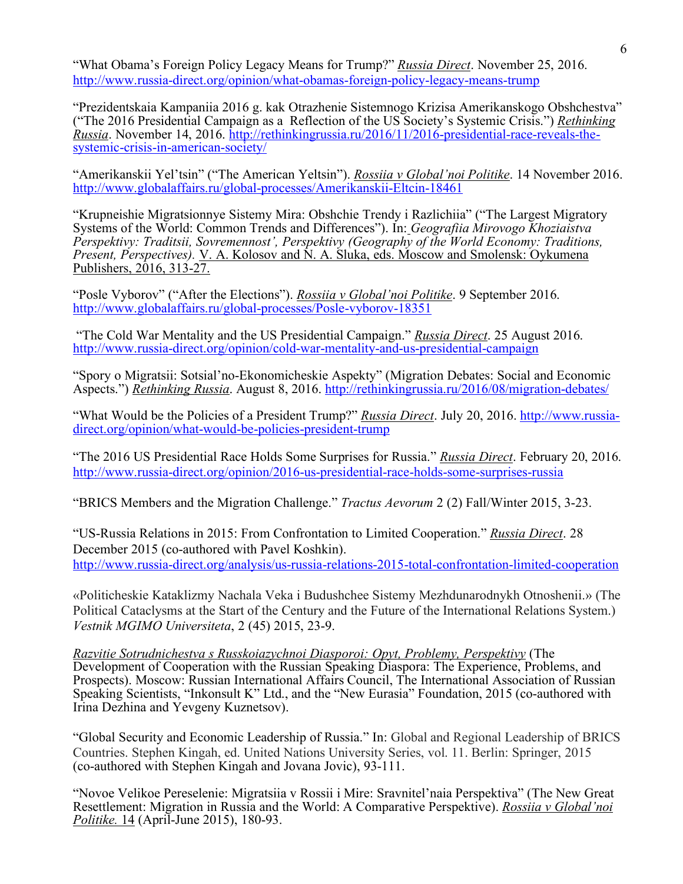"What Obama's Foreign Policy Legacy Means for Trump?" *Russia Direct*. November 25, 2016. http://www.russia-direct.org/opinion/what-obamas-foreign-policy-legacy-means-trump

"Prezidentskaia Kampaniia 2016 g. kak Otrazhenie Sistemnogo Krizisa Amerikanskogo Obshchestva" ("The 2016 Presidential Campaign as a Reflection of the US Society's Systemic Crisis.") *Rethinking Russia*. November 14, 2016. http://rethinkingrussia.ru/2016/11/2016-presidential-race-reveals-the-systemic-crisis-in-american-society/

"Amerikanskii Yel'tsin" ("The American Yeltsin"). *Rossiia v Global'noi Politike*. 14 November 2016. http://www.globalaffairs.ru/global-processes/Amerikanskii-Eltcin-18461

"Krupneishie Migratsionnye Sistemy Mira: Obshchie Trendy i Razlichiia" ("The Largest Migratory Systems of the World: Common Trends and Differences"). In: *Geografiia Mirovogo Khoziaistva Perspektivy: Traditsii, Sovremennost', Perspektivy (Geography of the World Economy: Traditions, Present, Perspectives).* V. A. Kolosov and N. A. Sluka, eds. Moscow and Smolensk: Oykumena Publishers, 2016, 313-27.

"Posle Vyborov" ("After the Elections"). *Rossiia v Global'noi Politike*. 9 September 2016. http://www.globalaffairs.ru/global-processes/Posle-vyborov-18351

"The Cold War Mentality and the US Presidential Campaign." *Russia Direct*. 25 August 2016. http://www.russia-direct.org/opinion/cold-war-mentality-and-us-presidential-campaign

"Spory o Migratsii: Sotsial'no-Ekonomicheskie Aspekty" (Migration Debates: Social and Economic Aspects.") *Rethinking Russia*. August 8, 2016. http://rethinkingrussia.ru/2016/08/migration-debates/

"What Would be the Policies of a President Trump?" *Russia Direct*. July 20, 2016. http://www.russia-direct.org/opinion/what-would-be-policies-president-trump

"The 2016 US Presidential Race Holds Some Surprises for Russia." *Russia Direct*. February 20, 2016. http://www.russia-direct.org/opinion/2016-us-presidential-race-holds-some-surprises-russia

"BRICS Members and the Migration Challenge." *Tractus Aevorum* 2 (2) Fall/Winter 2015, 3-23.

"US-Russia Relations in 2015: From Confrontation to Limited Cooperation." *Russia Direct*. 28 December 2015 (co-authored with Pavel Koshkin). http://www.russia-direct.org/analysis/us-russia-relations-2015-total-confrontation-limited-cooperation

«Politicheskie Kataklizmy Nachala Veka i Budushchee Sistemy Mezhdunarodnykh Otnoshenii.» (The Political Cataclysms at the Start of the Century and the Future of the International Relations System.) *Vestnik MGIMO Universiteta*, 2 (45) 2015, 23-9.

*Razvitie Sotrudnichestva s Russkoiazychnoi Diasporoi: Opyt, Problemy, Perspektivy* (The Development of Cooperation with the Russian Speaking Diaspora: The Experience, Problems, and Prospects). Moscow: Russian International Affairs Council, The International Association of Russian Speaking Scientists, "Inkonsult K" Ltd., and the "New Eurasia" Foundation, 2015 (co-authored with Irina Dezhina and Yevgeny Kuznetsov).

"Global Security and Economic Leadership of Russia." In: Global and Regional Leadership of BRICS Countries. Stephen Kingah, ed. United Nations University Series, vol. 11. Berlin: Springer, 2015 (co-authored with Stephen Kingah and Jovana Jovic), 93-111.

"Novoe Velikoe Pereselenie: Migratsiia v Rossii i Mire: Sravnitel'naia Perspektiva" (The New Great Resettlement: Migration in Russia and the World: A Comparative Perspektive). *Rossiia v Global'noi Politike.* 14 (April-June 2015), 180-93.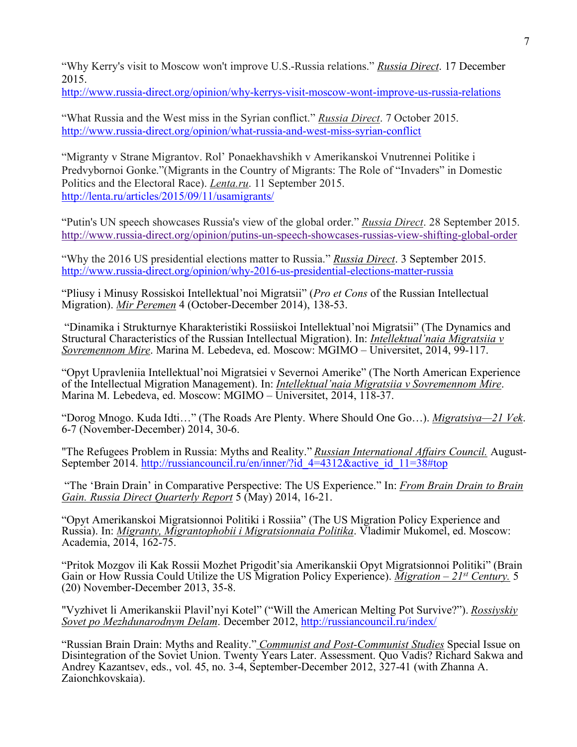"Why Kerry's visit to Moscow won't improve U.S.-Russia relations." *Russia Direct*. 17 December 2015.
http://www.russia-direct.org/opinion/why-kerrys-visit-moscow-wont-improve-us-russia-relations

"What Russia and the West miss in the Syrian conflict." *Russia Direct*. 7 October 2015.
http://www.russia-direct.org/opinion/what-russia-and-west-miss-syrian-conflict

"Migranty v Strane Migrantov. Rol' Ponaekhavshikh v Amerikanskoi Vnutrennei Politike i Predvybornoi Gonke."(Migrants in the Country of Migrants: The Role of "Invaders" in Domestic Politics and the Electoral Race). *Lenta.ru*. 11 September 2015.
http://lenta.ru/articles/2015/09/11/usamigrants/

"Putin's UN speech showcases Russia's view of the global order." *Russia Direct*. 28 September 2015.
http://www.russia-direct.org/opinion/putins-un-speech-showcases-russias-view-shifting-global-order

"Why the 2016 US presidential elections matter to Russia." *Russia Direct*. 3 September 2015.
http://www.russia-direct.org/opinion/why-2016-us-presidential-elections-matter-russia

"Pliusy i Minusy Rossiskoi Intellektual'noi Migratsii" (*Pro et Cons* of the Russian Intellectual Migration). *Mir Peremen* 4 (October-December 2014), 138-53.

"Dinamika i Strukturnye Kharakteristiki Rossiiskoi Intellektual'noi Migratsii" (The Dynamics and Structural Characteristics of the Russian Intellectual Migration). In: *Intellektual'naia Migratsiia v Sovremennom Mire*. Marina M. Lebedeva, ed. Moscow: MGIMO – Universitet, 2014, 99-117.

"Opyt Upravleniia Intellektual'noi Migratsiei v Severnoi Amerike" (The North American Experience of the Intellectual Migration Management). In: *Intellektual'naia Migratsiia v Sovremennom Mire*. Marina M. Lebedeva, ed. Moscow: MGIMO – Universitet, 2014, 118-37.

"Dorog Mnogo. Kuda Idti…" (The Roads Are Plenty. Where Should One Go…). *Migratsiya—21 Vek*. 6-7 (November-December) 2014, 30-6.

"The Refugees Problem in Russia: Myths and Reality." *Russian International Affairs Council.* August-September 2014. http://russiancouncil.ru/en/inner/?id_4=4312&active_id_11=38#top

"The 'Brain Drain' in Comparative Perspective: The US Experience." In: *From Brain Drain to Brain Gain. Russia Direct Quarterly Report* 5 (May) 2014, 16-21.

"Opyt Amerikanskoi Migratsionnoi Politiki i Rossiia" (The US Migration Policy Experience and Russia). In: *Migranty, Migrantophobii i Migratsionnaia Politika*. Vladimir Mukomel, ed. Moscow: Academia, 2014, 162-75.

"Pritok Mozgov ili Kak Rossii Mozhet Prigodit'sia Amerikanskii Opyt Migratsionnoi Politiki" (Brain Gain or How Russia Could Utilize the US Migration Policy Experience). *Migration – 21st Century.* 5 (20) November-December 2013, 35-8.

"Vyzhivet li Amerikanskii Plavil'nyi Kotel" ("Will the American Melting Pot Survive?"). *Rossiyskiy Sovet po Mezhdunarodnym Delam*. December 2012, http://russiancouncil.ru/index/

"Russian Brain Drain: Myths and Reality." *Communist and Post-Communist Studies* Special Issue on Disintegration of the Soviet Union. Twenty Years Later. Assessment. Quo Vadis? Richard Sakwa and Andrey Kazantsev, eds., vol. 45, no. 3-4, September-December 2012, 327-41 (with Zhanna A. Zaionchkovskaia).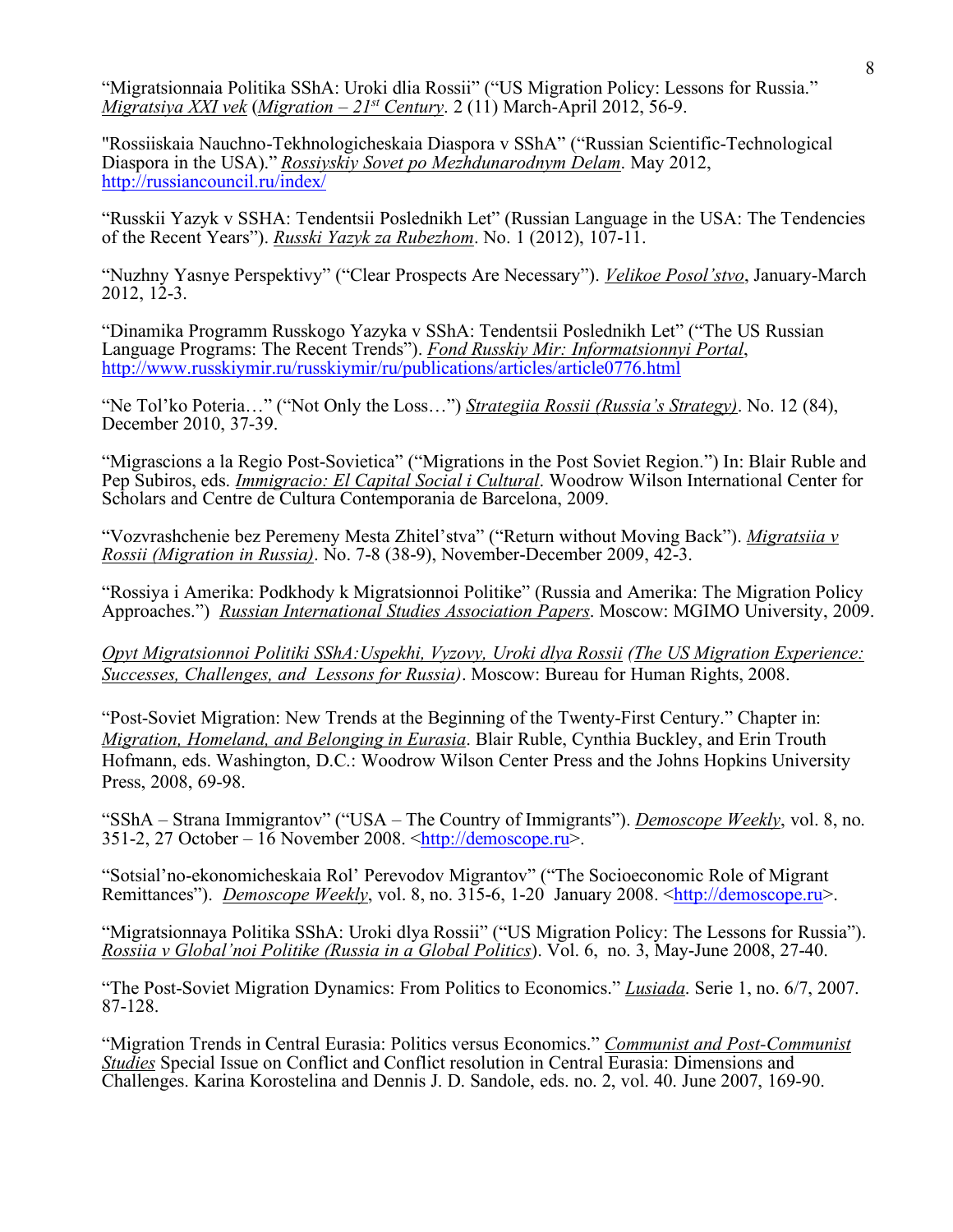“Migratsionnaia Politika SShA: Uroki dlia Rossii” (“US Migration Policy: Lessons for Russia.” _Migratsiya XXI vek_ (_Migration – 21st Century_. 2 (11) March-April 2012, 56-9.

"Rossiiskaia Nauchno-Tekhnologicheskaia Diaspora v SShA” (“Russian Scientific-Technological Diaspora in the USA).” _Rossiyskiy Sovet po Mezhdunarodnym Delam_. May 2012, http://russiancouncil.ru/index/

“Russkii Yazyk v SSHA: Tendentsii Poslednikh Let” (Russian Language in the USA: The Tendencies of the Recent Years”). _Russki Yazyk za Rubezhom_. No. 1 (2012), 107-11.

“Nuzhny Yasnye Perspektivy” (“Clear Prospects Are Necessary”). _Velikoe Posol’stvo_, January-March 2012, 12-3.

“Dinamika Programm Russkogo Yazyka v SShA: Tendentsii Poslednikh Let” (“The US Russian Language Programs: The Recent Trends”). _Fond Russkiy Mir: Informatsionnyi Portal_, http://www.russkiymir.ru/russkiymir/ru/publications/articles/article0776.html

“Ne Tol’ko Poteria…” (“Not Only the Loss…”) _Strategiia Rossii (Russia’s Strategy)_. No. 12 (84), December 2010, 37-39.

“Migrascions a la Regio Post-Sovietica” (“Migrations in the Post Soviet Region.”) In: Blair Ruble and Pep Subiros, eds. _Immigracio: El Capital Social i Cultural_. Woodrow Wilson International Center for Scholars and Centre de Cultura Contemporania de Barcelona, 2009.

“Vozvrashchenie bez Peremeny Mesta Zhitel’stva” (“Return without Moving Back”). _Migratsiia v Rossii (Migration in Russia)_. No. 7-8 (38-9), November-December 2009, 42-3.

“Rossiya i Amerika: Podkhody k Migratsionnoi Politike” (Russia and Amerika: The Migration Policy Approaches.”) _Russian International Studies Association Papers_. Moscow: MGIMO University, 2009.

_Opyt Migratsionnoi Politiki SShA:Uspekhi, Vyzovy, Uroki dlya Rossii (The US Migration Experience: Successes, Challenges, and Lessons for Russia)_. Moscow: Bureau for Human Rights, 2008.

“Post-Soviet Migration: New Trends at the Beginning of the Twenty-First Century.” Chapter in: _Migration, Homeland, and Belonging in Eurasia_. Blair Ruble, Cynthia Buckley, and Erin Trouth Hofmann, eds. Washington, D.C.: Woodrow Wilson Center Press and the Johns Hopkins University Press, 2008, 69-98.

“SShA – Strana Immigrantov” (“USA – The Country of Immigrants”). _Demoscope Weekly_, vol. 8, no. 351-2, 27 October – 16 November 2008. <http://demoscope.ru>.

“Sotsial’no-ekonomicheskaia Rol’ Perevodov Migrantov” (“The Socioeconomic Role of Migrant Remittances”). _Demoscope Weekly_, vol. 8, no. 315-6, 1-20 January 2008. <http://demoscope.ru>.

“Migratsionnaya Politika SShA: Uroki dlya Rossii” (“US Migration Policy: The Lessons for Russia”). _Rossiia v Global’noi Politike (Russia in a Global Politics_). Vol. 6, no. 3, May-June 2008, 27-40.

“The Post-Soviet Migration Dynamics: From Politics to Economics.” _Lusiada_. Serie 1, no. 6/7, 2007. 87-128.

“Migration Trends in Central Eurasia: Politics versus Economics.” _Communist and Post-Communist Studies_ Special Issue on Conflict and Conflict resolution in Central Eurasia: Dimensions and Challenges. Karina Korostelina and Dennis J. D. Sandole, eds. no. 2, vol. 40. June 2007, 169-90.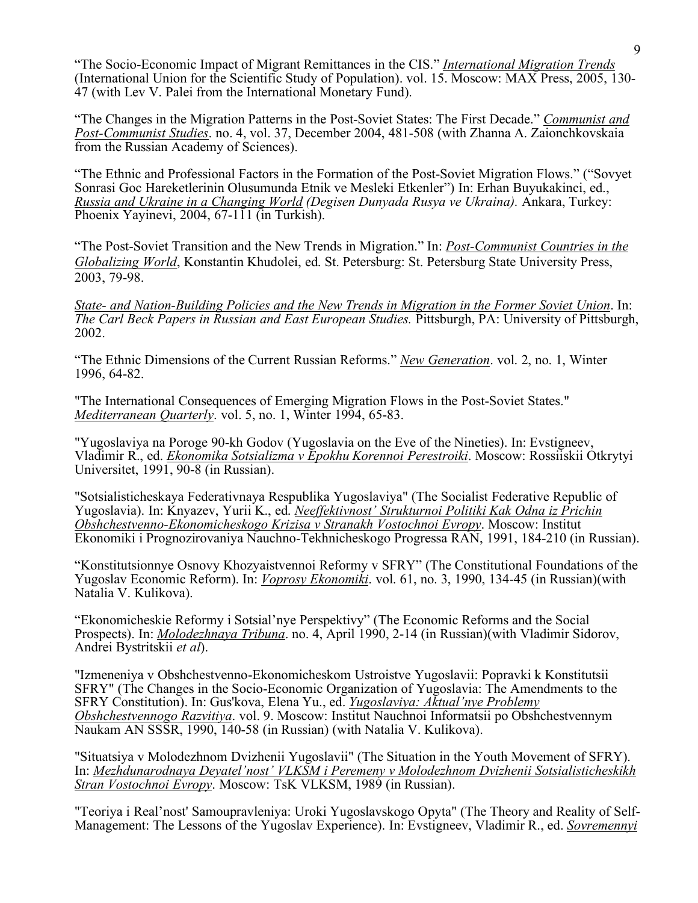“The Socio-Economic Impact of Migrant Remittances in the CIS.” *International Migration Trends* (International Union for the Scientific Study of Population). vol. 15. Moscow: MAX Press, 2005, 130-47 (with Lev V. Palei from the International Monetary Fund).

“The Changes in the Migration Patterns in the Post-Soviet States: The First Decade.” *Communist and Post-Communist Studies*. no. 4, vol. 37, December 2004, 481-508 (with Zhanna A. Zaionchkovskaia from the Russian Academy of Sciences).

“The Ethnic and Professional Factors in the Formation of the Post-Soviet Migration Flows.” (“Sovyet Sonrasi Goc Hareketlerinin Olusumunda Etnik ve Mesleki Etkenler”) In: Erhan Buyukakinci, ed., *Russia and Ukraine in a Changing World (Degisen Dunyada Rusya ve Ukraina).* Ankara, Turkey: Phoenix Yayinevi, 2004, 67-111 (in Turkish).

“The Post-Soviet Transition and the New Trends in Migration.” In: *Post-Communist Countries in the Globalizing World*, Konstantin Khudolei, ed. St. Petersburg: St. Petersburg State University Press, 2003, 79-98.

*State- and Nation-Building Policies and the New Trends in Migration in the Former Soviet Union*. In: *The Carl Beck Papers in Russian and East European Studies.* Pittsburgh, PA: University of Pittsburgh, 2002.

“The Ethnic Dimensions of the Current Russian Reforms.” *New Generation*. vol. 2, no. 1, Winter 1996, 64-82.

"The International Consequences of Emerging Migration Flows in the Post-Soviet States." *Mediterranean Quarterly*. vol. 5, no. 1, Winter 1994, 65-83.

"Yugoslaviya na Poroge 90-kh Godov (Yugoslavia on the Eve of the Nineties). In: Evstigneev, Vladimir R., ed. *Ekonomika Sotsializma v Epokhu Korennoi Perestroiki*. Moscow: Rossiiskii Otkrytyi Universitet, 1991, 90-8 (in Russian).

"Sotsialisticheskaya Federativnaya Respublika Yugoslaviya" (The Socialist Federative Republic of Yugoslavia). In: Knyazev, Yurii K., ed. *Neeffektivnost’ Strukturnoi Politiki Kak Odna iz Prichin Obshchestvenno-Ekonomicheskogo Krizisa v Stranakh Vostochnoi Evropy*. Moscow: Institut Ekonomiki i Prognozirovaniya Nauchno-Tekhnicheskogo Progressa RAN, 1991, 184-210 (in Russian).

“Konstitutsionnye Osnovy Khozyaistvennoi Reformy v SFRY” (The Constitutional Foundations of the Yugoslav Economic Reform). In: *Voprosy Ekonomiki*. vol. 61, no. 3, 1990, 134-45 (in Russian)(with Natalia V. Kulikova).

“Ekonomicheskie Reformy i Sotsial’nye Perspektivy” (The Economic Reforms and the Social Prospects). In: *Molodezhnaya Tribuna*. no. 4, April 1990, 2-14 (in Russian)(with Vladimir Sidorov, Andrei Bystritskii *et al*).

"Izmeneniya v Obshchestvenno-Ekonomicheskom Ustroistve Yugoslavii: Popravki k Konstitutsii SFRY" (The Changes in the Socio-Economic Organization of Yugoslavia: The Amendments to the SFRY Constitution). In: Gus'kova, Elena Yu., ed. *Yugoslaviya: Aktual’nye Problemy Obshchestvennogo Razvitiya*. vol. 9. Moscow: Institut Nauchnoi Informatsii po Obshchestvennym Naukam AN SSSR, 1990, 140-58 (in Russian) (with Natalia V. Kulikova).

"Situatsiya v Molodezhnom Dvizhenii Yugoslavii" (The Situation in the Youth Movement of SFRY). In: *Mezhdunarodnaya Deyatel’nost’ VLKSM i Peremeny v Molodezhnom Dvizhenii Sotsialisticheskikh Stran Vostochnoi Evropy*. Moscow: TsK VLKSM, 1989 (in Russian).

"Teoriya i Real’nost' Samoupravleniya: Uroki Yugoslavskogo Opyta" (The Theory and Reality of Self-Management: The Lessons of the Yugoslav Experience). In: Evstigneev, Vladimir R., ed. *Sovremennyi*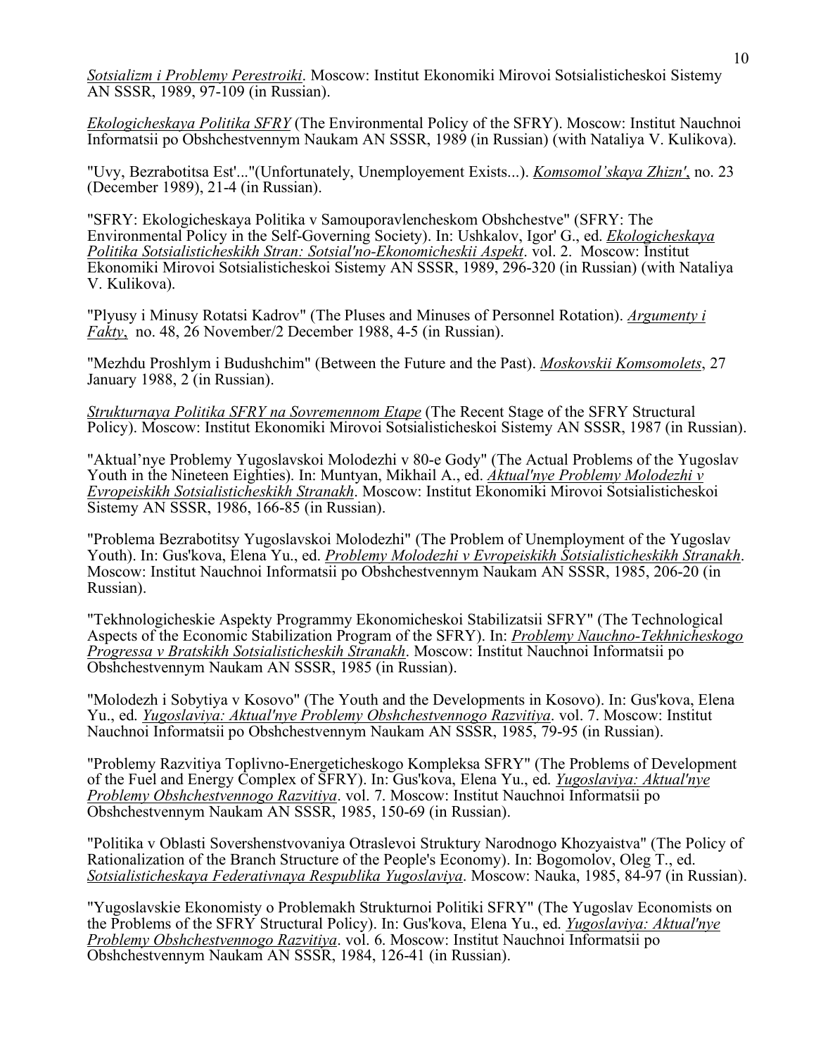*Sotsializm i Problemy Perestroiki*. Moscow: Institut Ekonomiki Mirovoi Sotsialisticheskoi Sistemy AN SSSR, 1989, 97-109 (in Russian).

*Ekologicheskaya Politika SFRY* (The Environmental Policy of the SFRY). Moscow: Institut Nauchnoi Informatsii po Obshchestvennym Naukam AN SSSR, 1989 (in Russian) (with Nataliya V. Kulikova).

"Uvy, Bezrabotitsa Est'..."(Unfortunately, Unemployement Exists...). *Komsomol'skaya Zhizn'*, no. 23 (December 1989), 21-4 (in Russian).

"SFRY: Ekologicheskaya Politika v Samouporavlencheskom Obshchestve" (SFRY: The Environmental Policy in the Self-Governing Society). In: Ushkalov, Igor' G., ed. *Ekologicheskaya Politika Sotsialisticheskikh Stran: Sotsial'no-Ekonomicheskii Aspekt*. vol. 2. Moscow: Institut Ekonomiki Mirovoi Sotsialisticheskoi Sistemy AN SSSR, 1989, 296-320 (in Russian) (with Nataliya V. Kulikova).

"Plyusy i Minusy Rotatsi Kadrov" (The Pluses and Minuses of Personnel Rotation). *Argumenty i Fakty*, no. 48, 26 November/2 December 1988, 4-5 (in Russian).

"Mezhdu Proshlym i Budushchim" (Between the Future and the Past). *Moskovskii Komsomolets*, 27 January 1988, 2 (in Russian).

*Strukturnaya Politika SFRY na Sovremennom Etape* (The Recent Stage of the SFRY Structural Policy). Moscow: Institut Ekonomiki Mirovoi Sotsialisticheskoi Sistemy AN SSSR, 1987 (in Russian).

"Aktual'nye Problemy Yugoslavskoi Molodezhi v 80-e Gody" (The Actual Problems of the Yugoslav Youth in the Nineteen Eighties). In: Muntyan, Mikhail A., ed. *Aktual'nye Problemy Molodezhi v Evropeiskikh Sotsialisticheskikh Stranakh*. Moscow: Institut Ekonomiki Mirovoi Sotsialisticheskoi Sistemy AN SSSR, 1986, 166-85 (in Russian).

"Problema Bezrabotitsy Yugoslavskoi Molodezhi" (The Problem of Unemployment of the Yugoslav Youth). In: Gus'kova, Elena Yu., ed. *Problemy Molodezhi v Evropeiskikh Sotsialisticheskikh Stranakh*. Moscow: Institut Nauchnoi Informatsii po Obshchestvennym Naukam AN SSSR, 1985, 206-20 (in Russian).

"Tekhnologicheskie Aspekty Programmy Ekonomicheskoi Stabilizatsii SFRY" (The Technological Aspects of the Economic Stabilization Program of the SFRY). In: *Problemy Nauchno-Tekhnicheskogo Progressa v Bratskikh Sotsialisticheskih Stranakh*. Moscow: Institut Nauchnoi Informatsii po Obshchestvennym Naukam AN SSSR, 1985 (in Russian).

"Molodezh i Sobytiya v Kosovo" (The Youth and the Developments in Kosovo). In: Gus'kova, Elena Yu., ed. *Yugoslaviya: Aktual'nye Problemy Obshchestvennogo Razvitiya*. vol. 7. Moscow: Institut Nauchnoi Informatsii po Obshchestvennym Naukam AN SSSR, 1985, 79-95 (in Russian).

"Problemy Razvitiya Toplivno-Energeticheskogo Kompleksa SFRY" (The Problems of Development of the Fuel and Energy Complex of SFRY). In: Gus'kova, Elena Yu., ed. *Yugoslaviya: Aktual'nye Problemy Obshchestvennogo Razvitiya*. vol. 7. Moscow: Institut Nauchnoi Informatsii po Obshchestvennym Naukam AN SSSR, 1985, 150-69 (in Russian).

"Politika v Oblasti Sovershenstvovaniya Otraslevoi Struktury Narodnogo Khozyaistva" (The Policy of Rationalization of the Branch Structure of the People's Economy). In: Bogomolov, Oleg T., ed. *Sotsialisticheskaya Federativnaya Respublika Yugoslaviya*. Moscow: Nauka, 1985, 84-97 (in Russian).

"Yugoslavskie Ekonomisty o Problemakh Strukturnoi Politiki SFRY" (The Yugoslav Economists on the Problems of the SFRY Structural Policy). In: Gus'kova, Elena Yu., ed. *Yugoslaviya: Aktual'nye Problemy Obshchestvennogo Razvitiya*. vol. 6. Moscow: Institut Nauchnoi Informatsii po Obshchestvennym Naukam AN SSSR, 1984, 126-41 (in Russian).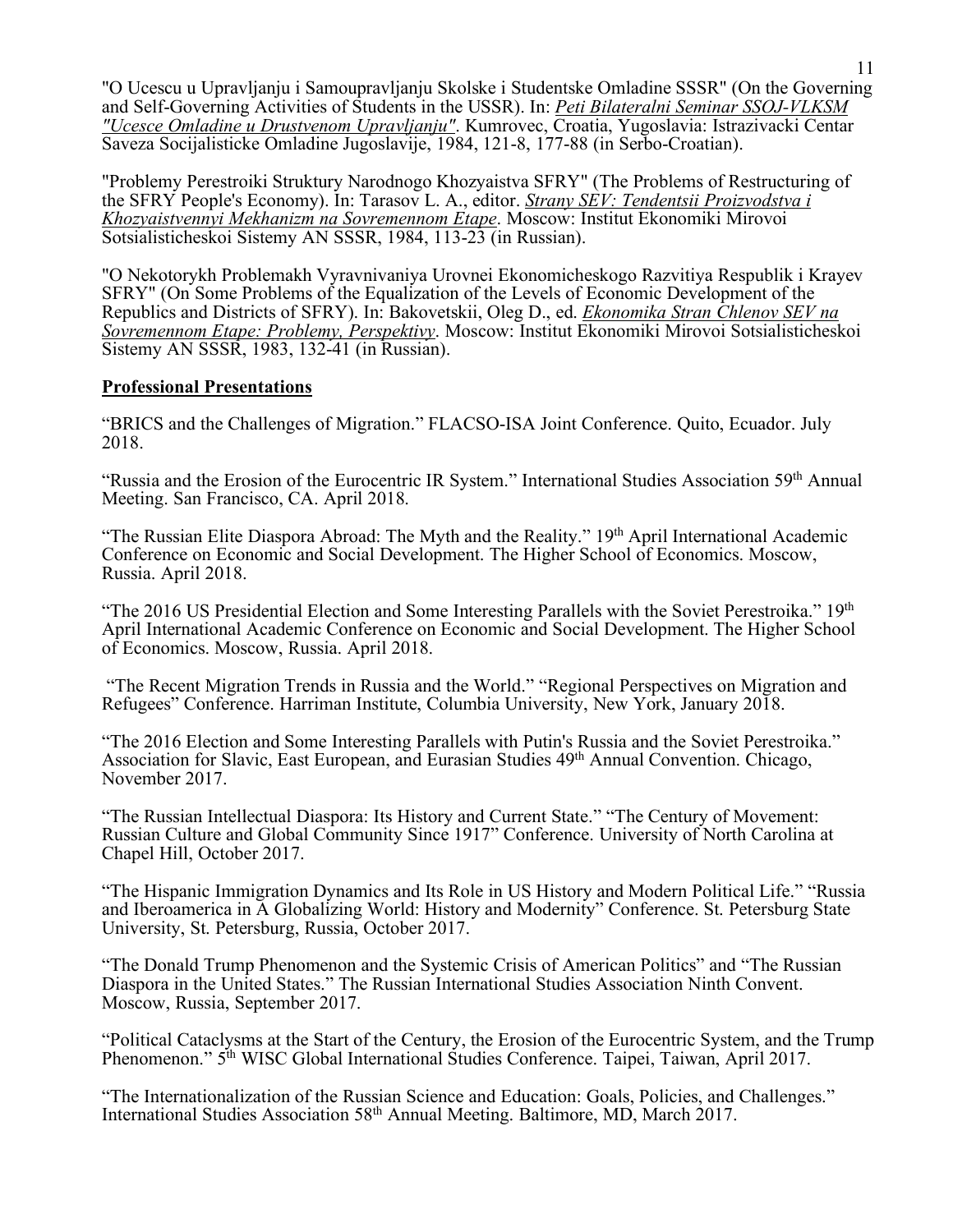"O Ucescu u Upravljanju i Samoupravljanju Skolske i Studentske Omladine SSSR" (On the Governing and Self-Governing Activities of Students in the USSR). In: *Peti Bilateralni Seminar SSOJ-VLKSM "Ucesce Omladine u Drustvenom Upravljanju"*. Kumrovec, Croatia, Yugoslavia: Istrazivacki Centar Saveza Socijalisticke Omladine Jugoslavije, 1984, 121-8, 177-88 (in Serbo-Croatian).

"Problemy Perestroiki Struktury Narodnogo Khozyaistva SFRY" (The Problems of Restructuring of the SFRY People's Economy). In: Tarasov L. A., editor. *Strany SEV: Tendentsii Proizvodstva i Khozyaistvennyi Mekhanizm na Sovremennom Etape*. Moscow: Institut Ekonomiki Mirovoi Sotsialisticheskoi Sistemy AN SSSR, 1984, 113-23 (in Russian).

"O Nekotorykh Problemakh Vyravnivaniya Urovnei Ekonomicheskogo Razvitiya Respublik i Krayev SFRY" (On Some Problems of the Equalization of the Levels of Economic Development of the Republics and Districts of SFRY). In: Bakovetskii, Oleg D., ed. *Ekonomika Stran Chlenov SEV na Sovremennom Etape: Problemy, Perspektivy*. Moscow: Institut Ekonomiki Mirovoi Sotsialisticheskoi Sistemy AN SSSR, 1983, 132-41 (in Russian).

## Professional Presentations

"BRICS and the Challenges of Migration." FLACSO-ISA Joint Conference. Quito, Ecuador. July 2018.

"Russia and the Erosion of the Eurocentric IR System." International Studies Association 59th Annual Meeting. San Francisco, CA. April 2018.

"The Russian Elite Diaspora Abroad: The Myth and the Reality." 19th April International Academic Conference on Economic and Social Development. The Higher School of Economics. Moscow, Russia. April 2018.

"The 2016 US Presidential Election and Some Interesting Parallels with the Soviet Perestroika." 19th April International Academic Conference on Economic and Social Development. The Higher School of Economics. Moscow, Russia. April 2018.

"The Recent Migration Trends in Russia and the World." "Regional Perspectives on Migration and Refugees" Conference. Harriman Institute, Columbia University, New York, January 2018.

"The 2016 Election and Some Interesting Parallels with Putin's Russia and the Soviet Perestroika." Association for Slavic, East European, and Eurasian Studies 49th Annual Convention. Chicago, November 2017.

"The Russian Intellectual Diaspora: Its History and Current State." "The Century of Movement: Russian Culture and Global Community Since 1917" Conference. University of North Carolina at Chapel Hill, October 2017.

"The Hispanic Immigration Dynamics and Its Role in US History and Modern Political Life." "Russia and Iberoamerica in A Globalizing World: History and Modernity" Conference. St. Petersburg State University, St. Petersburg, Russia, October 2017.

"The Donald Trump Phenomenon and the Systemic Crisis of American Politics" and "The Russian Diaspora in the United States." The Russian International Studies Association Ninth Convent. Moscow, Russia, September 2017.

"Political Cataclysms at the Start of the Century, the Erosion of the Eurocentric System, and the Trump Phenomenon." 5th WISC Global International Studies Conference. Taipei, Taiwan, April 2017.

"The Internationalization of the Russian Science and Education: Goals, Policies, and Challenges." International Studies Association 58th Annual Meeting. Baltimore, MD, March 2017.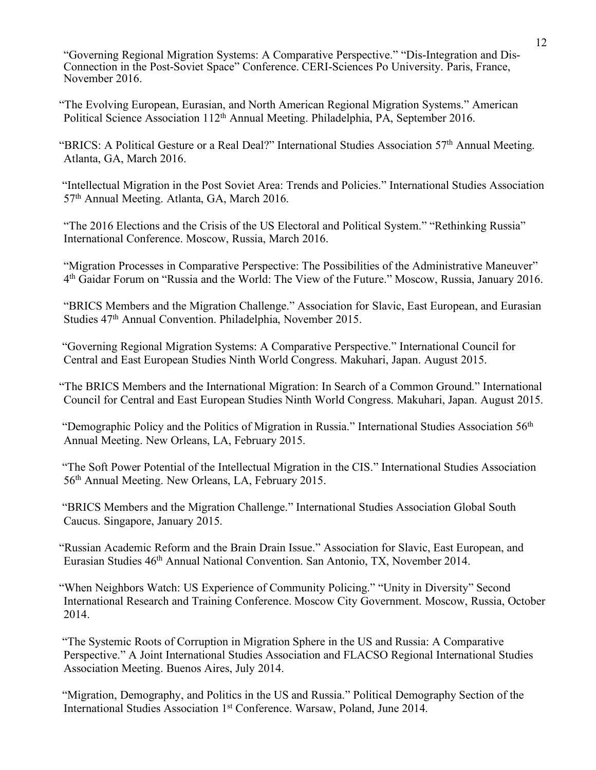"Governing Regional Migration Systems: A Comparative Perspective." "Dis-Integration and Dis-Connection in the Post-Soviet Space" Conference. CERI-Sciences Po University. Paris, France, November 2016.

"The Evolving European, Eurasian, and North American Regional Migration Systems." American Political Science Association 112th Annual Meeting. Philadelphia, PA, September 2016.

"BRICS: A Political Gesture or a Real Deal?" International Studies Association 57th Annual Meeting. Atlanta, GA, March 2016.

"Intellectual Migration in the Post Soviet Area: Trends and Policies." International Studies Association 57th Annual Meeting. Atlanta, GA, March 2016.

"The 2016 Elections and the Crisis of the US Electoral and Political System." "Rethinking Russia" International Conference. Moscow, Russia, March 2016.

"Migration Processes in Comparative Perspective: The Possibilities of the Administrative Maneuver" 4th Gaidar Forum on "Russia and the World: The View of the Future." Moscow, Russia, January 2016.

"BRICS Members and the Migration Challenge." Association for Slavic, East European, and Eurasian Studies 47th Annual Convention. Philadelphia, November 2015.

"Governing Regional Migration Systems: A Comparative Perspective." International Council for Central and East European Studies Ninth World Congress. Makuhari, Japan. August 2015.

"The BRICS Members and the International Migration: In Search of a Common Ground." International Council for Central and East European Studies Ninth World Congress. Makuhari, Japan. August 2015.

"Demographic Policy and the Politics of Migration in Russia." International Studies Association 56th Annual Meeting. New Orleans, LA, February 2015.

"The Soft Power Potential of the Intellectual Migration in the CIS." International Studies Association 56th Annual Meeting. New Orleans, LA, February 2015.

"BRICS Members and the Migration Challenge." International Studies Association Global South Caucus. Singapore, January 2015.

"Russian Academic Reform and the Brain Drain Issue." Association for Slavic, East European, and Eurasian Studies 46th Annual National Convention. San Antonio, TX, November 2014.

"When Neighbors Watch: US Experience of Community Policing." "Unity in Diversity" Second International Research and Training Conference. Moscow City Government. Moscow, Russia, October 2014.

"The Systemic Roots of Corruption in Migration Sphere in the US and Russia: A Comparative Perspective." A Joint International Studies Association and FLACSO Regional International Studies Association Meeting. Buenos Aires, July 2014.

"Migration, Demography, and Politics in the US and Russia." Political Demography Section of the International Studies Association 1st Conference. Warsaw, Poland, June 2014.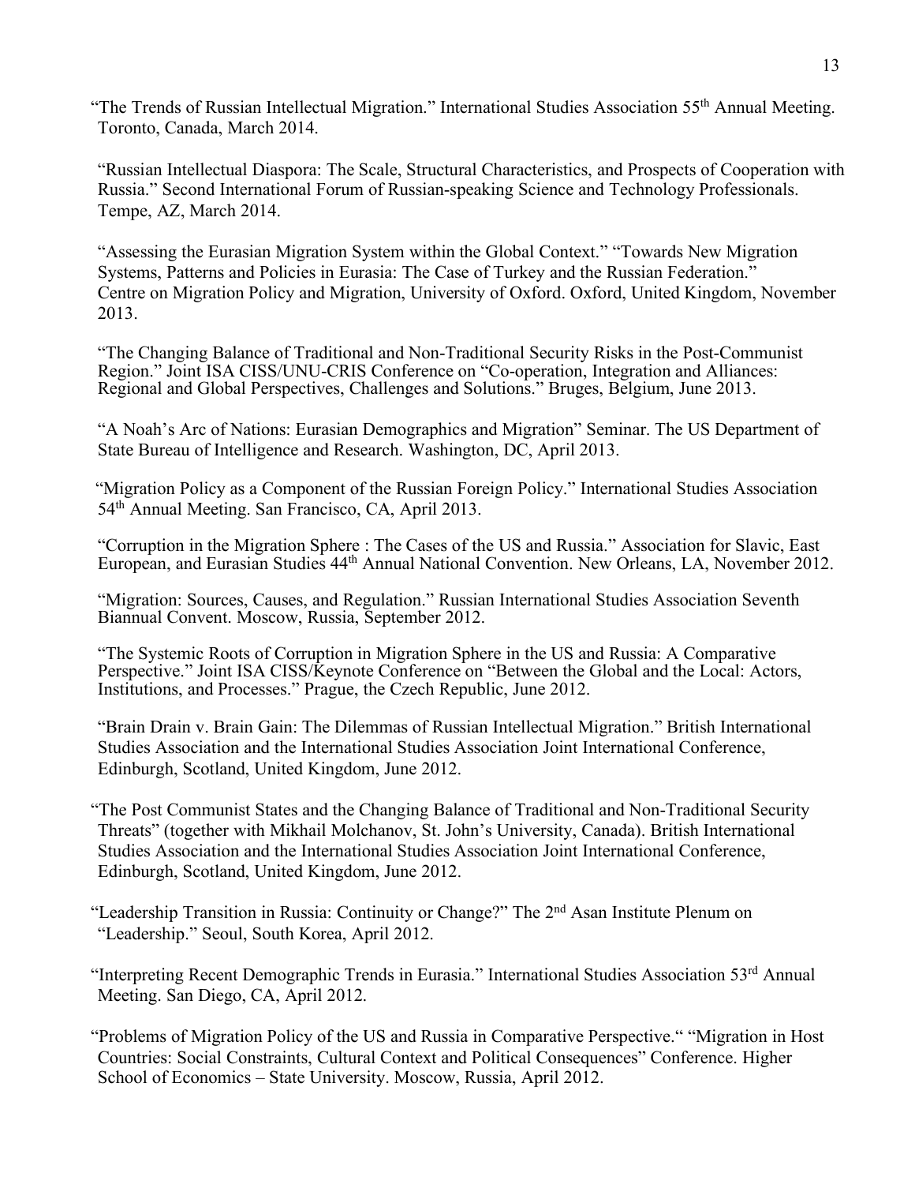"The Trends of Russian Intellectual Migration." International Studies Association 55th Annual Meeting. Toronto, Canada, March 2014.

"Russian Intellectual Diaspora: The Scale, Structural Characteristics, and Prospects of Cooperation with Russia." Second International Forum of Russian-speaking Science and Technology Professionals. Tempe, AZ, March 2014.

"Assessing the Eurasian Migration System within the Global Context." "Towards New Migration Systems, Patterns and Policies in Eurasia: The Case of Turkey and the Russian Federation." Centre on Migration Policy and Migration, University of Oxford. Oxford, United Kingdom, November 2013.

"The Changing Balance of Traditional and Non-Traditional Security Risks in the Post-Communist Region." Joint ISA CISS/UNU-CRIS Conference on "Co-operation, Integration and Alliances: Regional and Global Perspectives, Challenges and Solutions." Bruges, Belgium, June 2013.

"A Noah's Arc of Nations: Eurasian Demographics and Migration" Seminar. The US Department of State Bureau of Intelligence and Research. Washington, DC, April 2013.

"Migration Policy as a Component of the Russian Foreign Policy." International Studies Association 54th Annual Meeting. San Francisco, CA, April 2013.

"Corruption in the Migration Sphere : The Cases of the US and Russia." Association for Slavic, East European, and Eurasian Studies 44th Annual National Convention. New Orleans, LA, November 2012.

"Migration: Sources, Causes, and Regulation." Russian International Studies Association Seventh Biannual Convent. Moscow, Russia, September 2012.

"The Systemic Roots of Corruption in Migration Sphere in the US and Russia: A Comparative Perspective." Joint ISA CISS/Keynote Conference on "Between the Global and the Local: Actors, Institutions, and Processes." Prague, the Czech Republic, June 2012.

"Brain Drain v. Brain Gain: The Dilemmas of Russian Intellectual Migration." British International Studies Association and the International Studies Association Joint International Conference, Edinburgh, Scotland, United Kingdom, June 2012.

"The Post Communist States and the Changing Balance of Traditional and Non-Traditional Security Threats" (together with Mikhail Molchanov, St. John's University, Canada). British International Studies Association and the International Studies Association Joint International Conference, Edinburgh, Scotland, United Kingdom, June 2012.

"Leadership Transition in Russia: Continuity or Change?" The 2nd Asan Institute Plenum on "Leadership." Seoul, South Korea, April 2012.

"Interpreting Recent Demographic Trends in Eurasia." International Studies Association 53rd Annual Meeting. San Diego, CA, April 2012.

"Problems of Migration Policy of the US and Russia in Comparative Perspective." "Migration in Host Countries: Social Constraints, Cultural Context and Political Consequences" Conference. Higher School of Economics – State University. Moscow, Russia, April 2012.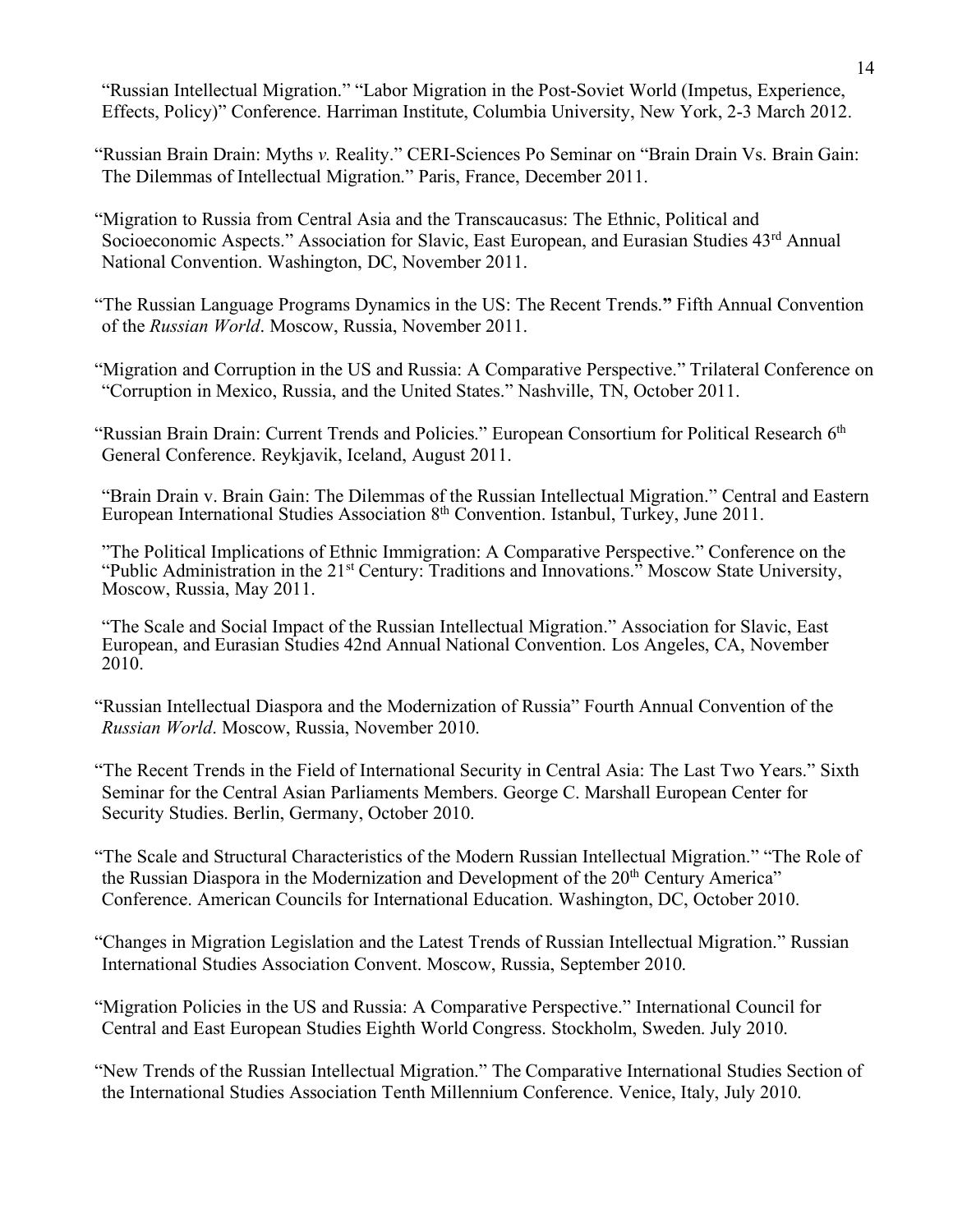"Russian Intellectual Migration." "Labor Migration in the Post-Soviet World (Impetus, Experience, Effects, Policy)" Conference. Harriman Institute, Columbia University, New York, 2-3 March 2012.

"Russian Brain Drain: Myths *v.* Reality." CERI-Sciences Po Seminar on "Brain Drain Vs. Brain Gain: The Dilemmas of Intellectual Migration." Paris, France, December 2011.

"Migration to Russia from Central Asia and the Transcaucasus: The Ethnic, Political and Socioeconomic Aspects." Association for Slavic, East European, and Eurasian Studies 43rd Annual National Convention. Washington, DC, November 2011.

"The Russian Language Programs Dynamics in the US: The Recent Trends." Fifth Annual Convention of the *Russian World*. Moscow, Russia, November 2011.

"Migration and Corruption in the US and Russia: A Comparative Perspective." Trilateral Conference on "Corruption in Mexico, Russia, and the United States." Nashville, TN, October 2011.

"Russian Brain Drain: Current Trends and Policies." European Consortium for Political Research 6th General Conference. Reykjavik, Iceland, August 2011.

"Brain Drain v. Brain Gain: The Dilemmas of the Russian Intellectual Migration." Central and Eastern European International Studies Association 8th Convention. Istanbul, Turkey, June 2011.

"The Political Implications of Ethnic Immigration: A Comparative Perspective." Conference on the "Public Administration in the 21st Century: Traditions and Innovations." Moscow State University, Moscow, Russia, May 2011.

"The Scale and Social Impact of the Russian Intellectual Migration." Association for Slavic, East European, and Eurasian Studies 42nd Annual National Convention. Los Angeles, CA, November 2010.

"Russian Intellectual Diaspora and the Modernization of Russia" Fourth Annual Convention of the *Russian World*. Moscow, Russia, November 2010.

"The Recent Trends in the Field of International Security in Central Asia: The Last Two Years." Sixth Seminar for the Central Asian Parliaments Members. George C. Marshall European Center for Security Studies. Berlin, Germany, October 2010.

"The Scale and Structural Characteristics of the Modern Russian Intellectual Migration." "The Role of the Russian Diaspora in the Modernization and Development of the 20th Century America" Conference. American Councils for International Education. Washington, DC, October 2010.

"Changes in Migration Legislation and the Latest Trends of Russian Intellectual Migration." Russian International Studies Association Convent. Moscow, Russia, September 2010.

"Migration Policies in the US and Russia: A Comparative Perspective." International Council for Central and East European Studies Eighth World Congress. Stockholm, Sweden. July 2010.

"New Trends of the Russian Intellectual Migration." The Comparative International Studies Section of the International Studies Association Tenth Millennium Conference. Venice, Italy, July 2010.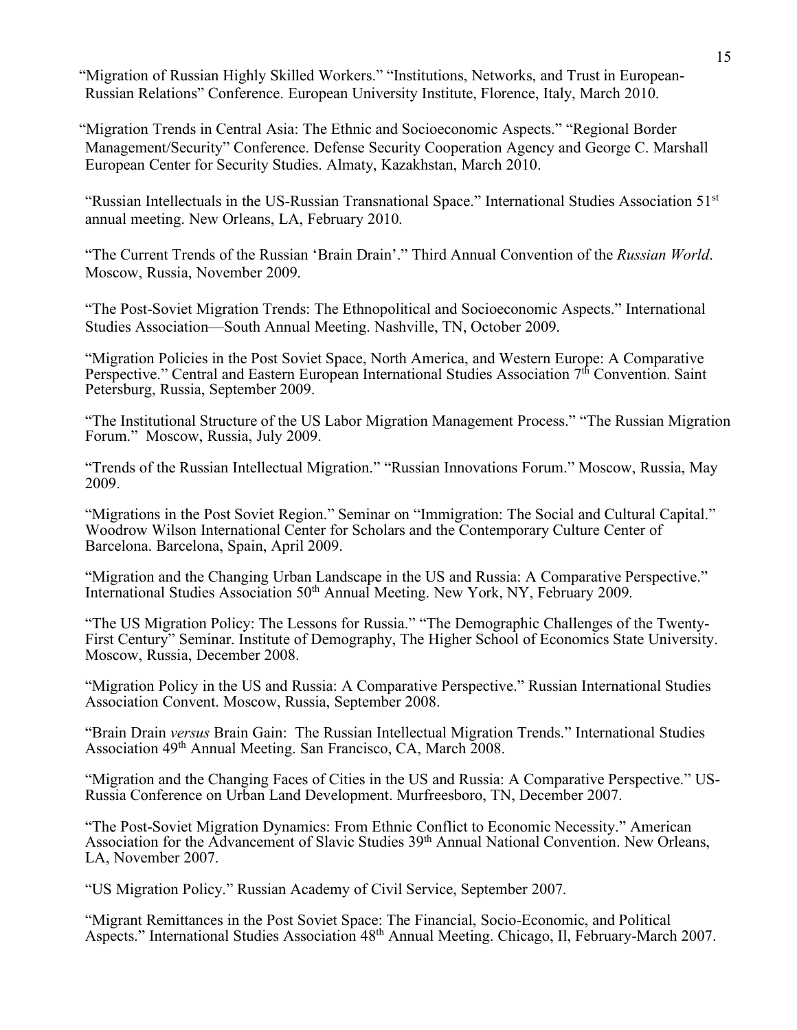"Migration of Russian Highly Skilled Workers." "Institutions, Networks, and Trust in European-Russian Relations" Conference. European University Institute, Florence, Italy, March 2010.

"Migration Trends in Central Asia: The Ethnic and Socioeconomic Aspects." "Regional Border Management/Security" Conference. Defense Security Cooperation Agency and George C. Marshall European Center for Security Studies. Almaty, Kazakhstan, March 2010.

"Russian Intellectuals in the US-Russian Transnational Space." International Studies Association 51st annual meeting. New Orleans, LA, February 2010.

"The Current Trends of the Russian 'Brain Drain'." Third Annual Convention of the *Russian World*. Moscow, Russia, November 2009.

"The Post-Soviet Migration Trends: The Ethnopolitical and Socioeconomic Aspects." International Studies Association—South Annual Meeting. Nashville, TN, October 2009.

"Migration Policies in the Post Soviet Space, North America, and Western Europe: A Comparative Perspective." Central and Eastern European International Studies Association 7th Convention. Saint Petersburg, Russia, September 2009.

"The Institutional Structure of the US Labor Migration Management Process." "The Russian Migration Forum." Moscow, Russia, July 2009.

"Trends of the Russian Intellectual Migration." "Russian Innovations Forum." Moscow, Russia, May 2009.

"Migrations in the Post Soviet Region." Seminar on "Immigration: The Social and Cultural Capital." Woodrow Wilson International Center for Scholars and the Contemporary Culture Center of Barcelona. Barcelona, Spain, April 2009.

"Migration and the Changing Urban Landscape in the US and Russia: A Comparative Perspective." International Studies Association 50th Annual Meeting. New York, NY, February 2009.

"The US Migration Policy: The Lessons for Russia." "The Demographic Challenges of the Twenty-First Century" Seminar. Institute of Demography, The Higher School of Economics State University. Moscow, Russia, December 2008.

"Migration Policy in the US and Russia: A Comparative Perspective." Russian International Studies Association Convent. Moscow, Russia, September 2008.

"Brain Drain *versus* Brain Gain: The Russian Intellectual Migration Trends." International Studies Association 49th Annual Meeting. San Francisco, CA, March 2008.

"Migration and the Changing Faces of Cities in the US and Russia: A Comparative Perspective." US-Russia Conference on Urban Land Development. Murfreesboro, TN, December 2007.

"The Post-Soviet Migration Dynamics: From Ethnic Conflict to Economic Necessity." American Association for the Advancement of Slavic Studies 39th Annual National Convention. New Orleans, LA, November 2007.

"US Migration Policy." Russian Academy of Civil Service, September 2007.

"Migrant Remittances in the Post Soviet Space: The Financial, Socio-Economic, and Political Aspects." International Studies Association 48th Annual Meeting. Chicago, Il, February-March 2007.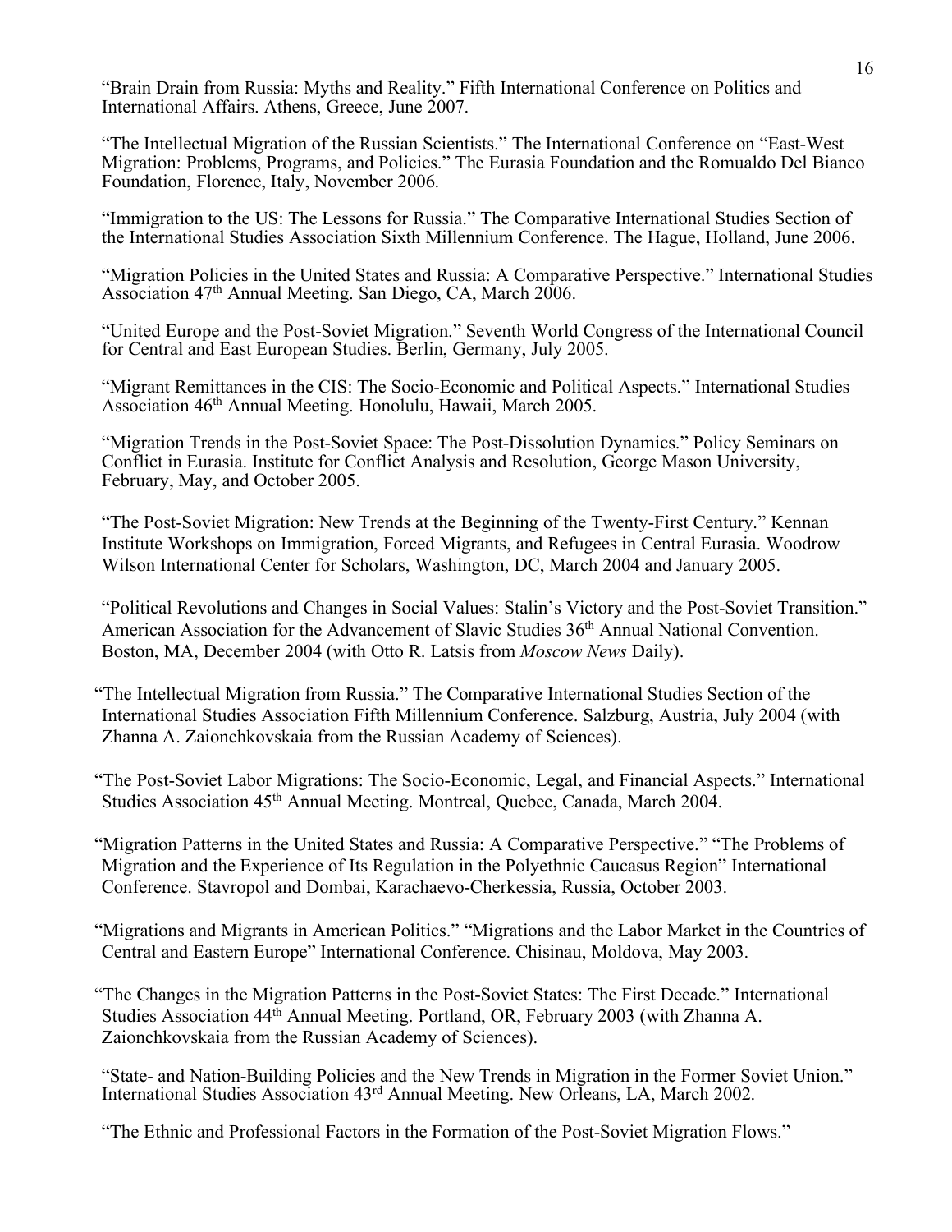"Brain Drain from Russia: Myths and Reality." Fifth International Conference on Politics and International Affairs. Athens, Greece, June 2007.

"The Intellectual Migration of the Russian Scientists." The International Conference on "East-West Migration: Problems, Programs, and Policies." The Eurasia Foundation and the Romualdo Del Bianco Foundation, Florence, Italy, November 2006.

"Immigration to the US: The Lessons for Russia." The Comparative International Studies Section of the International Studies Association Sixth Millennium Conference. The Hague, Holland, June 2006.

"Migration Policies in the United States and Russia: A Comparative Perspective." International Studies Association 47th Annual Meeting. San Diego, CA, March 2006.

"United Europe and the Post-Soviet Migration." Seventh World Congress of the International Council for Central and East European Studies. Berlin, Germany, July 2005.

"Migrant Remittances in the CIS: The Socio-Economic and Political Aspects." International Studies Association 46th Annual Meeting. Honolulu, Hawaii, March 2005.

"Migration Trends in the Post-Soviet Space: The Post-Dissolution Dynamics." Policy Seminars on Conflict in Eurasia. Institute for Conflict Analysis and Resolution, George Mason University, February, May, and October 2005.

"The Post-Soviet Migration: New Trends at the Beginning of the Twenty-First Century." Kennan Institute Workshops on Immigration, Forced Migrants, and Refugees in Central Eurasia. Woodrow Wilson International Center for Scholars, Washington, DC, March 2004 and January 2005.

"Political Revolutions and Changes in Social Values: Stalin's Victory and the Post-Soviet Transition." American Association for the Advancement of Slavic Studies 36th Annual National Convention. Boston, MA, December 2004 (with Otto R. Latsis from *Moscow News* Daily).

"The Intellectual Migration from Russia." The Comparative International Studies Section of the International Studies Association Fifth Millennium Conference. Salzburg, Austria, July 2004 (with Zhanna A. Zaionchkovskaia from the Russian Academy of Sciences).

"The Post-Soviet Labor Migrations: The Socio-Economic, Legal, and Financial Aspects." International Studies Association 45th Annual Meeting. Montreal, Quebec, Canada, March 2004.

"Migration Patterns in the United States and Russia: A Comparative Perspective." "The Problems of Migration and the Experience of Its Regulation in the Polyethnic Caucasus Region" International Conference. Stavropol and Dombai, Karachaevo-Cherkessia, Russia, October 2003.

"Migrations and Migrants in American Politics." "Migrations and the Labor Market in the Countries of Central and Eastern Europe" International Conference. Chisinau, Moldova, May 2003.

"The Changes in the Migration Patterns in the Post-Soviet States: The First Decade." International Studies Association 44th Annual Meeting. Portland, OR, February 2003 (with Zhanna A. Zaionchkovskaia from the Russian Academy of Sciences).

"State- and Nation-Building Policies and the New Trends in Migration in the Former Soviet Union." International Studies Association 43rd Annual Meeting. New Orleans, LA, March 2002.

"The Ethnic and Professional Factors in the Formation of the Post-Soviet Migration Flows."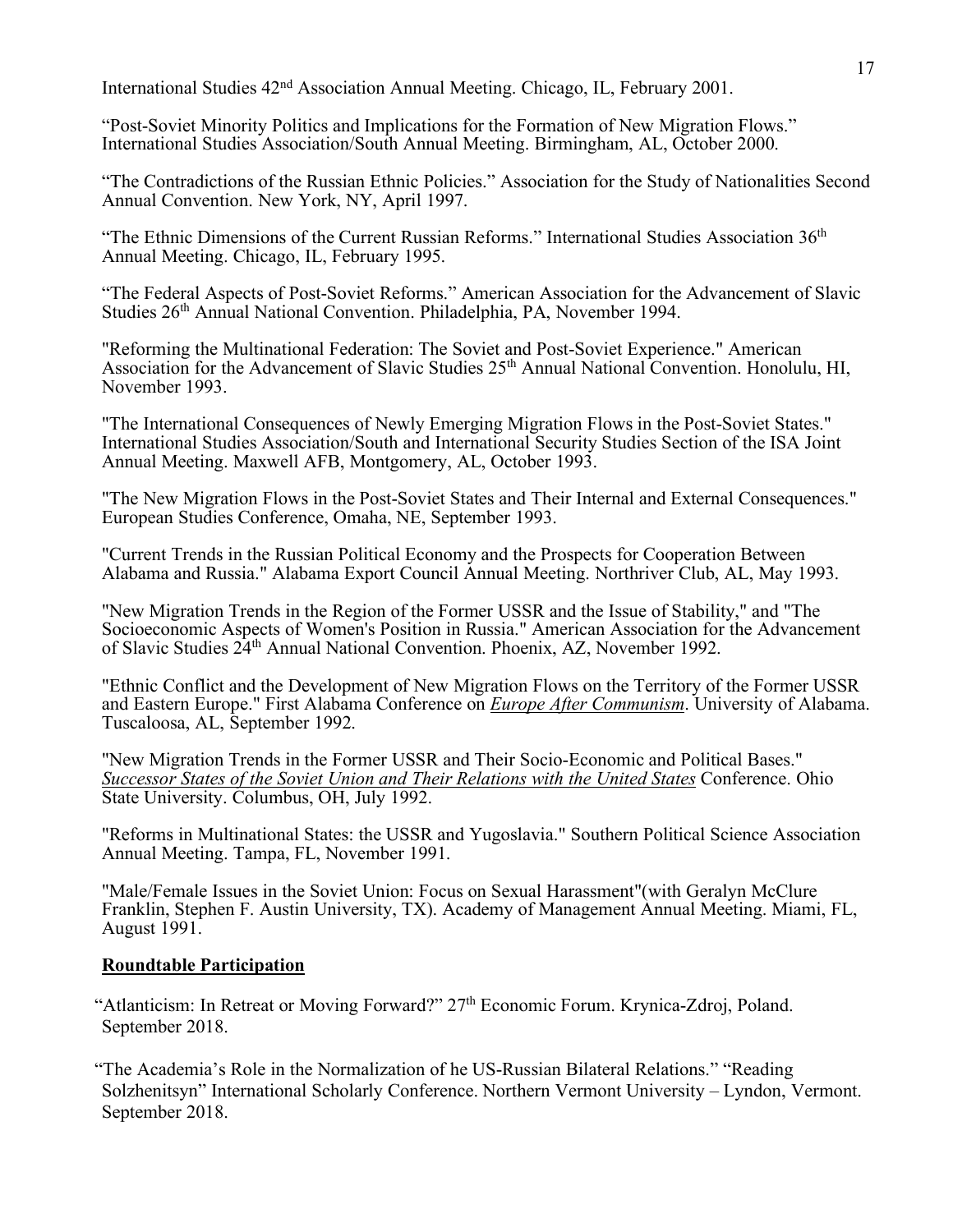International Studies 42nd Association Annual Meeting. Chicago, IL, February 2001.

"Post-Soviet Minority Politics and Implications for the Formation of New Migration Flows." International Studies Association/South Annual Meeting. Birmingham, AL, October 2000.

"The Contradictions of the Russian Ethnic Policies." Association for the Study of Nationalities Second Annual Convention. New York, NY, April 1997.

"The Ethnic Dimensions of the Current Russian Reforms." International Studies Association 36th Annual Meeting. Chicago, IL, February 1995.

"The Federal Aspects of Post-Soviet Reforms." American Association for the Advancement of Slavic Studies 26th Annual National Convention. Philadelphia, PA, November 1994.

"Reforming the Multinational Federation: The Soviet and Post-Soviet Experience." American Association for the Advancement of Slavic Studies 25th Annual National Convention. Honolulu, HI, November 1993.

"The International Consequences of Newly Emerging Migration Flows in the Post-Soviet States." International Studies Association/South and International Security Studies Section of the ISA Joint Annual Meeting. Maxwell AFB, Montgomery, AL, October 1993.

"The New Migration Flows in the Post-Soviet States and Their Internal and External Consequences." European Studies Conference, Omaha, NE, September 1993.

"Current Trends in the Russian Political Economy and the Prospects for Cooperation Between Alabama and Russia." Alabama Export Council Annual Meeting. Northriver Club, AL, May 1993.

"New Migration Trends in the Region of the Former USSR and the Issue of Stability," and "The Socioeconomic Aspects of Women's Position in Russia." American Association for the Advancement of Slavic Studies 24th Annual National Convention. Phoenix, AZ, November 1992.

"Ethnic Conflict and the Development of New Migration Flows on the Territory of the Former USSR and Eastern Europe." First Alabama Conference on *Europe After Communism*. University of Alabama. Tuscaloosa, AL, September 1992.

"New Migration Trends in the Former USSR and Their Socio-Economic and Political Bases." *Successor States of the Soviet Union and Their Relations with the United States* Conference. Ohio State University. Columbus, OH, July 1992.

"Reforms in Multinational States: the USSR and Yugoslavia." Southern Political Science Association Annual Meeting. Tampa, FL, November 1991.

"Male/Female Issues in the Soviet Union: Focus on Sexual Harassment"(with Geralyn McClure Franklin, Stephen F. Austin University, TX). Academy of Management Annual Meeting. Miami, FL, August 1991.

## Roundtable Participation

"Atlanticism: In Retreat or Moving Forward?" 27th Economic Forum. Krynica-Zdroj, Poland. September 2018.

"The Academia's Role in the Normalization of he US-Russian Bilateral Relations." "Reading Solzhenitsyn" International Scholarly Conference. Northern Vermont University – Lyndon, Vermont. September 2018.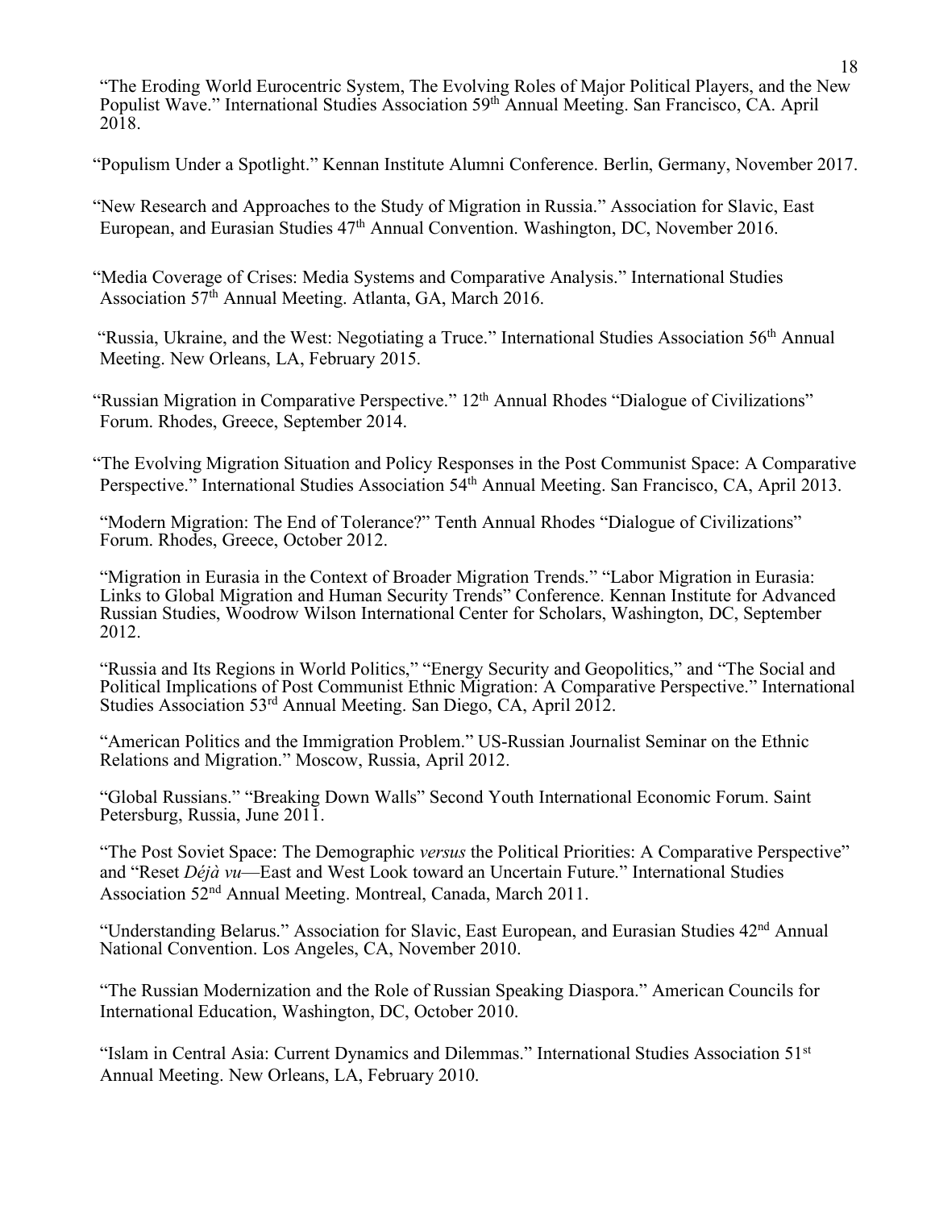"The Eroding World Eurocentric System, The Evolving Roles of Major Political Players, and the New Populist Wave." International Studies Association 59th Annual Meeting. San Francisco, CA. April 2018.

"Populism Under a Spotlight." Kennan Institute Alumni Conference. Berlin, Germany, November 2017.

"New Research and Approaches to the Study of Migration in Russia." Association for Slavic, East European, and Eurasian Studies 47th Annual Convention. Washington, DC, November 2016.

"Media Coverage of Crises: Media Systems and Comparative Analysis." International Studies Association 57th Annual Meeting. Atlanta, GA, March 2016.

"Russia, Ukraine, and the West: Negotiating a Truce." International Studies Association 56th Annual Meeting. New Orleans, LA, February 2015.

"Russian Migration in Comparative Perspective." 12th Annual Rhodes "Dialogue of Civilizations" Forum. Rhodes, Greece, September 2014.

"The Evolving Migration Situation and Policy Responses in the Post Communist Space: A Comparative Perspective." International Studies Association 54th Annual Meeting. San Francisco, CA, April 2013.

"Modern Migration: The End of Tolerance?" Tenth Annual Rhodes "Dialogue of Civilizations" Forum. Rhodes, Greece, October 2012.

"Migration in Eurasia in the Context of Broader Migration Trends." "Labor Migration in Eurasia: Links to Global Migration and Human Security Trends" Conference. Kennan Institute for Advanced Russian Studies, Woodrow Wilson International Center for Scholars, Washington, DC, September 2012.

"Russia and Its Regions in World Politics," "Energy Security and Geopolitics," and "The Social and Political Implications of Post Communist Ethnic Migration: A Comparative Perspective." International Studies Association 53rd Annual Meeting. San Diego, CA, April 2012.

"American Politics and the Immigration Problem." US-Russian Journalist Seminar on the Ethnic Relations and Migration." Moscow, Russia, April 2012.

"Global Russians." "Breaking Down Walls" Second Youth International Economic Forum. Saint Petersburg, Russia, June 2011.

"The Post Soviet Space: The Demographic *versus* the Political Priorities: A Comparative Perspective" and "Reset *Déjà vu*—East and West Look toward an Uncertain Future." International Studies Association 52nd Annual Meeting. Montreal, Canada, March 2011.

"Understanding Belarus." Association for Slavic, East European, and Eurasian Studies 42nd Annual National Convention. Los Angeles, CA, November 2010.

"The Russian Modernization and the Role of Russian Speaking Diaspora." American Councils for International Education, Washington, DC, October 2010.

"Islam in Central Asia: Current Dynamics and Dilemmas." International Studies Association 51st Annual Meeting. New Orleans, LA, February 2010.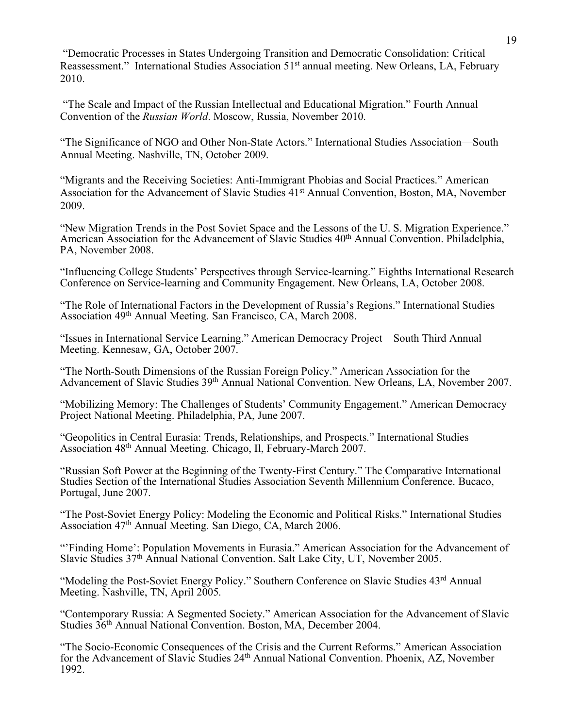"Democratic Processes in States Undergoing Transition and Democratic Consolidation: Critical Reassessment." International Studies Association 51st annual meeting. New Orleans, LA, February 2010.

"The Scale and Impact of the Russian Intellectual and Educational Migration." Fourth Annual Convention of the *Russian World*. Moscow, Russia, November 2010.

"The Significance of NGO and Other Non-State Actors." International Studies Association—South Annual Meeting. Nashville, TN, October 2009.

"Migrants and the Receiving Societies: Anti-Immigrant Phobias and Social Practices." American Association for the Advancement of Slavic Studies 41st Annual Convention, Boston, MA, November 2009.

"New Migration Trends in the Post Soviet Space and the Lessons of the U. S. Migration Experience." American Association for the Advancement of Slavic Studies 40th Annual Convention. Philadelphia, PA, November 2008.

"Influencing College Students' Perspectives through Service-learning." Eighths International Research Conference on Service-learning and Community Engagement. New Orleans, LA, October 2008.

"The Role of International Factors in the Development of Russia's Regions." International Studies Association 49th Annual Meeting. San Francisco, CA, March 2008.

"Issues in International Service Learning." American Democracy Project—South Third Annual Meeting. Kennesaw, GA, October 2007.

"The North-South Dimensions of the Russian Foreign Policy." American Association for the Advancement of Slavic Studies 39th Annual National Convention. New Orleans, LA, November 2007.

"Mobilizing Memory: The Challenges of Students' Community Engagement." American Democracy Project National Meeting. Philadelphia, PA, June 2007.

"Geopolitics in Central Eurasia: Trends, Relationships, and Prospects." International Studies Association 48th Annual Meeting. Chicago, Il, February-March 2007.

"Russian Soft Power at the Beginning of the Twenty-First Century." The Comparative International Studies Section of the International Studies Association Seventh Millennium Conference. Bucaco, Portugal, June 2007.

"The Post-Soviet Energy Policy: Modeling the Economic and Political Risks." International Studies Association 47th Annual Meeting. San Diego, CA, March 2006.

"'Finding Home': Population Movements in Eurasia." American Association for the Advancement of Slavic Studies 37th Annual National Convention. Salt Lake City, UT, November 2005.

"Modeling the Post-Soviet Energy Policy." Southern Conference on Slavic Studies 43rd Annual Meeting. Nashville, TN, April 2005.

"Contemporary Russia: A Segmented Society." American Association for the Advancement of Slavic Studies 36th Annual National Convention. Boston, MA, December 2004.

"The Socio-Economic Consequences of the Crisis and the Current Reforms." American Association for the Advancement of Slavic Studies 24th Annual National Convention. Phoenix, AZ, November 1992.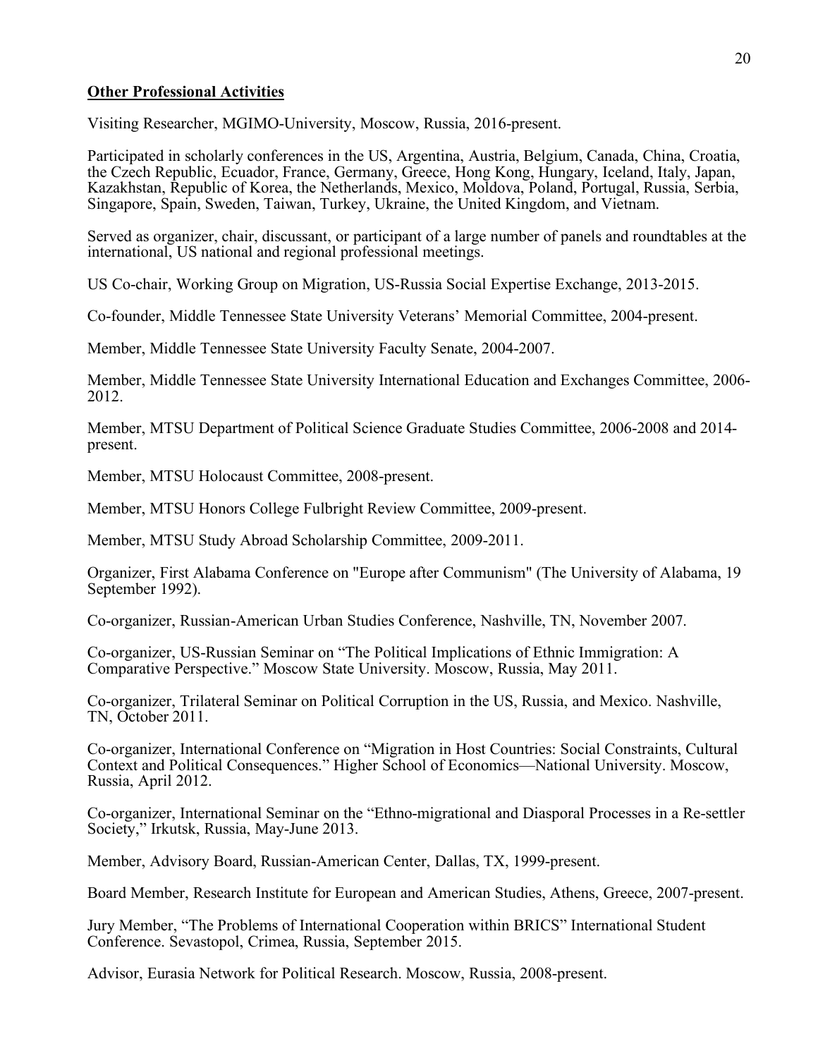**Other Professional Activities**

Visiting Researcher, MGIMO-University, Moscow, Russia, 2016-present.

Participated in scholarly conferences in the US, Argentina, Austria, Belgium, Canada, China, Croatia, the Czech Republic, Ecuador, France, Germany, Greece, Hong Kong, Hungary, Iceland, Italy, Japan, Kazakhstan, Republic of Korea, the Netherlands, Mexico, Moldova, Poland, Portugal, Russia, Serbia, Singapore, Spain, Sweden, Taiwan, Turkey, Ukraine, the United Kingdom, and Vietnam.

Served as organizer, chair, discussant, or participant of a large number of panels and roundtables at the international, US national and regional professional meetings.

US Co-chair, Working Group on Migration, US-Russia Social Expertise Exchange, 2013-2015.

Co-founder, Middle Tennessee State University Veterans' Memorial Committee, 2004-present.

Member, Middle Tennessee State University Faculty Senate, 2004-2007.

Member, Middle Tennessee State University International Education and Exchanges Committee, 2006-2012.

Member, MTSU Department of Political Science Graduate Studies Committee, 2006-2008 and 2014-present.

Member, MTSU Holocaust Committee, 2008-present.

Member, MTSU Honors College Fulbright Review Committee, 2009-present.

Member, MTSU Study Abroad Scholarship Committee, 2009-2011.

Organizer, First Alabama Conference on "Europe after Communism" (The University of Alabama, 19 September 1992).

Co-organizer, Russian-American Urban Studies Conference, Nashville, TN, November 2007.

Co-organizer, US-Russian Seminar on "The Political Implications of Ethnic Immigration: A Comparative Perspective." Moscow State University. Moscow, Russia, May 2011.

Co-organizer, Trilateral Seminar on Political Corruption in the US, Russia, and Mexico. Nashville, TN, October 2011.

Co-organizer, International Conference on "Migration in Host Countries: Social Constraints, Cultural Context and Political Consequences." Higher School of Economics—National University. Moscow, Russia, April 2012.

Co-organizer, International Seminar on the "Ethno-migrational and Diasporal Processes in a Re-settler Society," Irkutsk, Russia, May-June 2013.

Member, Advisory Board, Russian-American Center, Dallas, TX, 1999-present.

Board Member, Research Institute for European and American Studies, Athens, Greece, 2007-present.

Jury Member, "The Problems of International Cooperation within BRICS" International Student Conference. Sevastopol, Crimea, Russia, September 2015.

Advisor, Eurasia Network for Political Research. Moscow, Russia, 2008-present.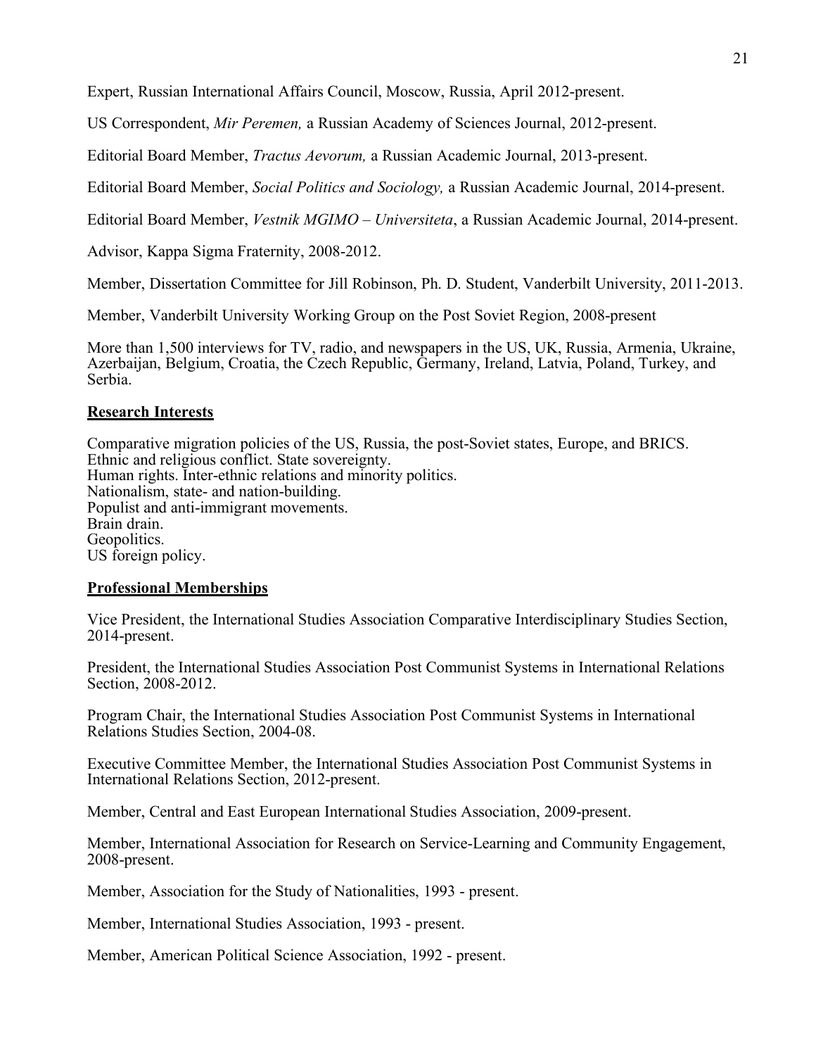Expert, Russian International Affairs Council, Moscow, Russia, April 2012-present.

US Correspondent, *Mir Peremen,* a Russian Academy of Sciences Journal, 2012-present.

Editorial Board Member, *Tractus Aevorum,* a Russian Academic Journal, 2013-present.

Editorial Board Member, *Social Politics and Sociology,* a Russian Academic Journal, 2014-present.

Editorial Board Member, *Vestnik MGIMO – Universiteta*, a Russian Academic Journal, 2014-present.

Advisor, Kappa Sigma Fraternity, 2008-2012.

Member, Dissertation Committee for Jill Robinson, Ph. D. Student, Vanderbilt University, 2011-2013.

Member, Vanderbilt University Working Group on the Post Soviet Region, 2008-present

More than 1,500 interviews for TV, radio, and newspapers in the US, UK, Russia, Armenia, Ukraine, Azerbaijan, Belgium, Croatia, the Czech Republic, Germany, Ireland, Latvia, Poland, Turkey, and Serbia.

## Research Interests

Comparative migration policies of the US, Russia, the post-Soviet states, Europe, and BRICS.
Ethnic and religious conflict. State sovereignty.
Human rights. Inter-ethnic relations and minority politics.
Nationalism, state- and nation-building.
Populist and anti-immigrant movements.
Brain drain.
Geopolitics.
US foreign policy.

## Professional Memberships

Vice President, the International Studies Association Comparative Interdisciplinary Studies Section, 2014-present.

President, the International Studies Association Post Communist Systems in International Relations Section, 2008-2012.

Program Chair, the International Studies Association Post Communist Systems in International Relations Studies Section, 2004-08.

Executive Committee Member, the International Studies Association Post Communist Systems in International Relations Section, 2012-present.

Member, Central and East European International Studies Association, 2009-present.

Member, International Association for Research on Service-Learning and Community Engagement, 2008-present.

Member, Association for the Study of Nationalities, 1993 - present.

Member, International Studies Association, 1993 - present.

Member, American Political Science Association, 1992 - present.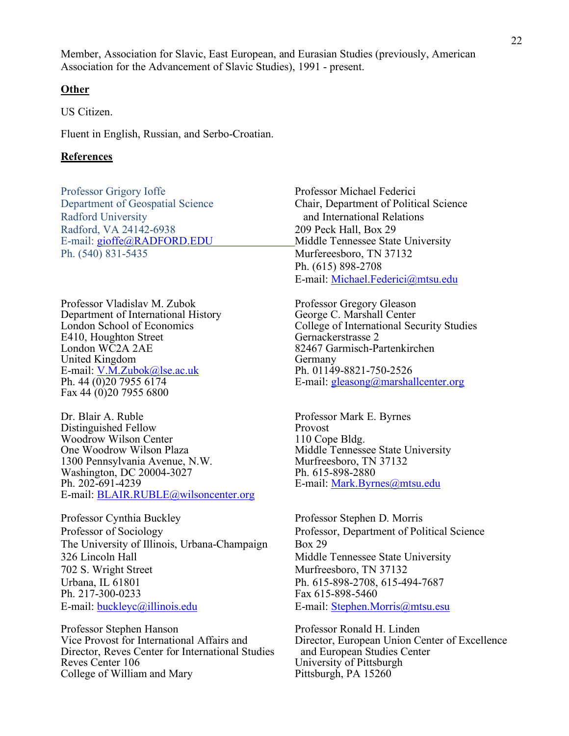Member, Association for Slavic, East European, and Eurasian Studies (previously, American Association for the Advancement of Slavic Studies), 1991 - present.

**Other**

US Citizen.

Fluent in English, Russian, and Serbo-Croatian.

**References**

Professor Grigory Ioffe
Department of Geospatial Science
Radford University
Radford, VA 24142-6938
E-mail: gioffe@RADFORD.EDU
Ph. (540) 831-5435

Professor Michael Federici
Chair, Department of Political Science and International Relations
209 Peck Hall, Box 29
Middle Tennessee State University
Murfereesboro, TN 37132
Ph. (615) 898-2708
E-mail: Michael.Federici@mtsu.edu

Professor Vladislav M. Zubok
Department of International History
London School of Economics
E410, Houghton Street
London WC2A 2AE
United Kingdom
E-mail: V.M.Zubok@lse.ac.uk
Ph. 44 (0)20 7955 6174
Fax 44 (0)20 7955 6800

Professor Gregory Gleason
George C. Marshall Center
College of International Security Studies
Gernackerstrasse 2
82467 Garmisch-Partenkirchen
Germany
Ph. 01149-8821-750-2526
E-mail: gleasong@marshallcenter.org

Dr. Blair A. Ruble
Distinguished Fellow
Woodrow Wilson Center
One Woodrow Wilson Plaza
1300 Pennsylvania Avenue, N.W.
Washington, DC 20004-3027
Ph. 202-691-4239
E-mail: BLAIR.RUBLE@wilsoncenter.org

Professor Mark E. Byrnes
Provost
110 Cope Bldg.
Middle Tennessee State University
Murfreesboro, TN 37132
Ph. 615-898-2880
E-mail: Mark.Byrnes@mtsu.edu

Professor Cynthia Buckley
Professor of Sociology
The University of Illinois, Urbana-Champaign
326 Lincoln Hall
702 S. Wright Street
Urbana, IL 61801
Ph. 217-300-0233
E-mail: buckleyc@illinois.edu

Professor Stephen D. Morris
Professor, Department of Political Science
Box 29
Middle Tennessee State University
Murfreesboro, TN 37132
Ph. 615-898-2708, 615-494-7687
Fax 615-898-5460
E-mail: Stephen.Morris@mtsu.esu

Professor Stephen Hanson
Vice Provost for International Affairs and Director, Reves Center for International Studies
Reves Center 106
College of William and Mary

Professor Ronald H. Linden
Director, European Union Center of Excellence and European Studies Center
University of Pittsburgh
Pittsburgh, PA 15260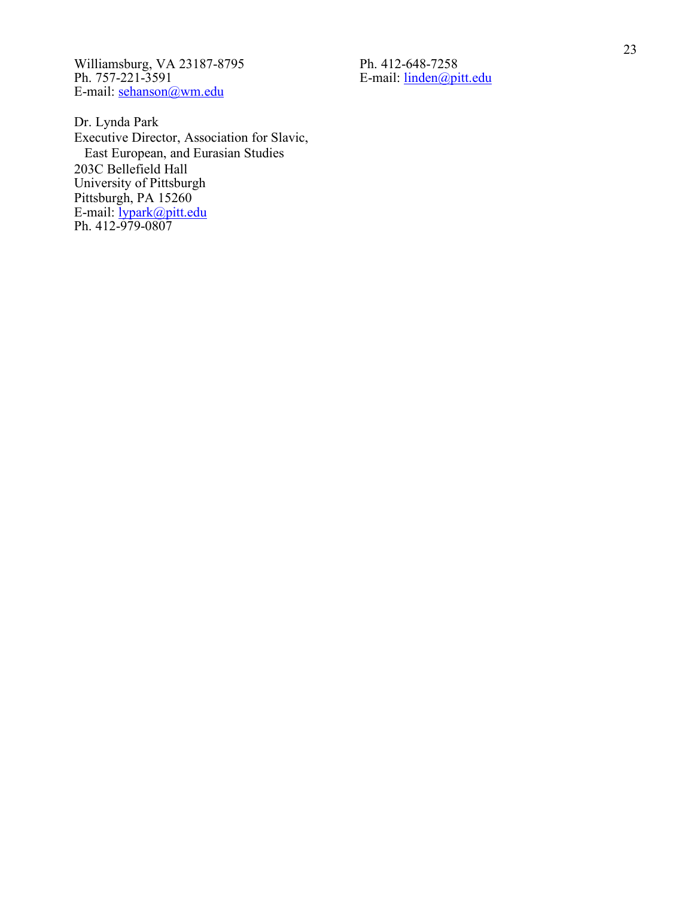Williamsburg, VA 23187-8795
Ph. 757-221-3591
E-mail: sehanson@wm.edu

Ph. 412-648-7258
E-mail: linden@pitt.edu

Dr. Lynda Park
Executive Director, Association for Slavic,
East European, and Eurasian Studies
203C Bellefield Hall
University of Pittsburgh
Pittsburgh, PA 15260
E-mail: lypark@pitt.edu
Ph. 412-979-0807